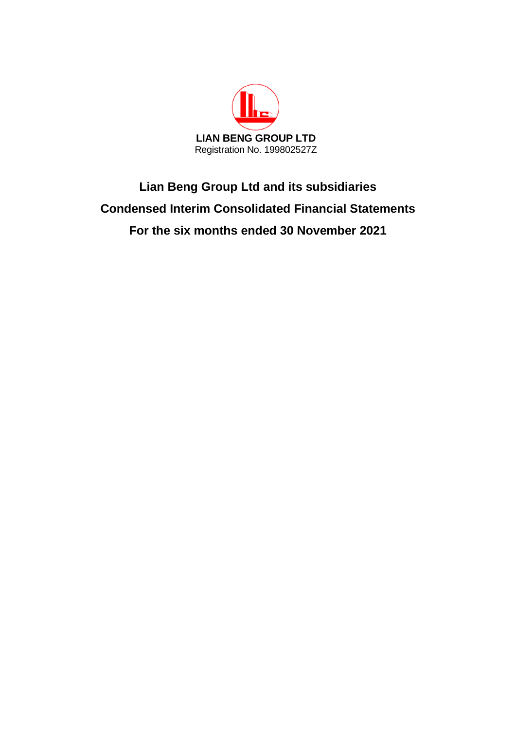**LIAN BENG GROUP LTD**

Registration No. 199802527Z

# Lian Beng Group Ltd and its subsidiaries

# Condensed Interim Consolidated Financial Statements

# For the six months ended 30 November 2021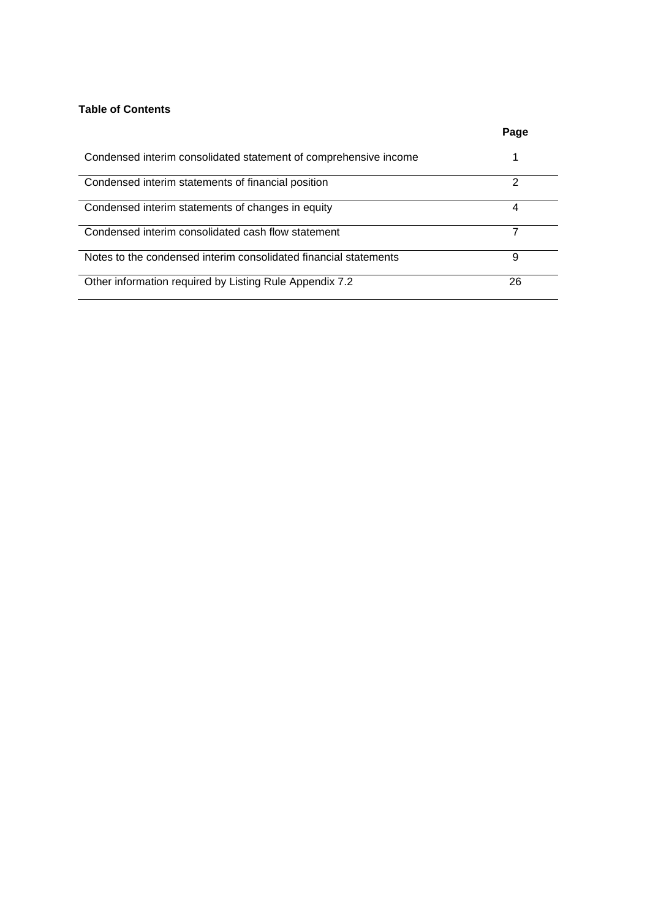**Table of Contents**

| | Page |
|---|---|
| Condensed interim consolidated statement of comprehensive income | 1 |
| Condensed interim statements of financial position | 2 |
| Condensed interim statements of changes in equity | 4 |
| Condensed interim consolidated cash flow statement | 7 |
| Notes to the condensed interim consolidated financial statements | 9 |
| Other information required by Listing Rule Appendix 7.2 | 26 |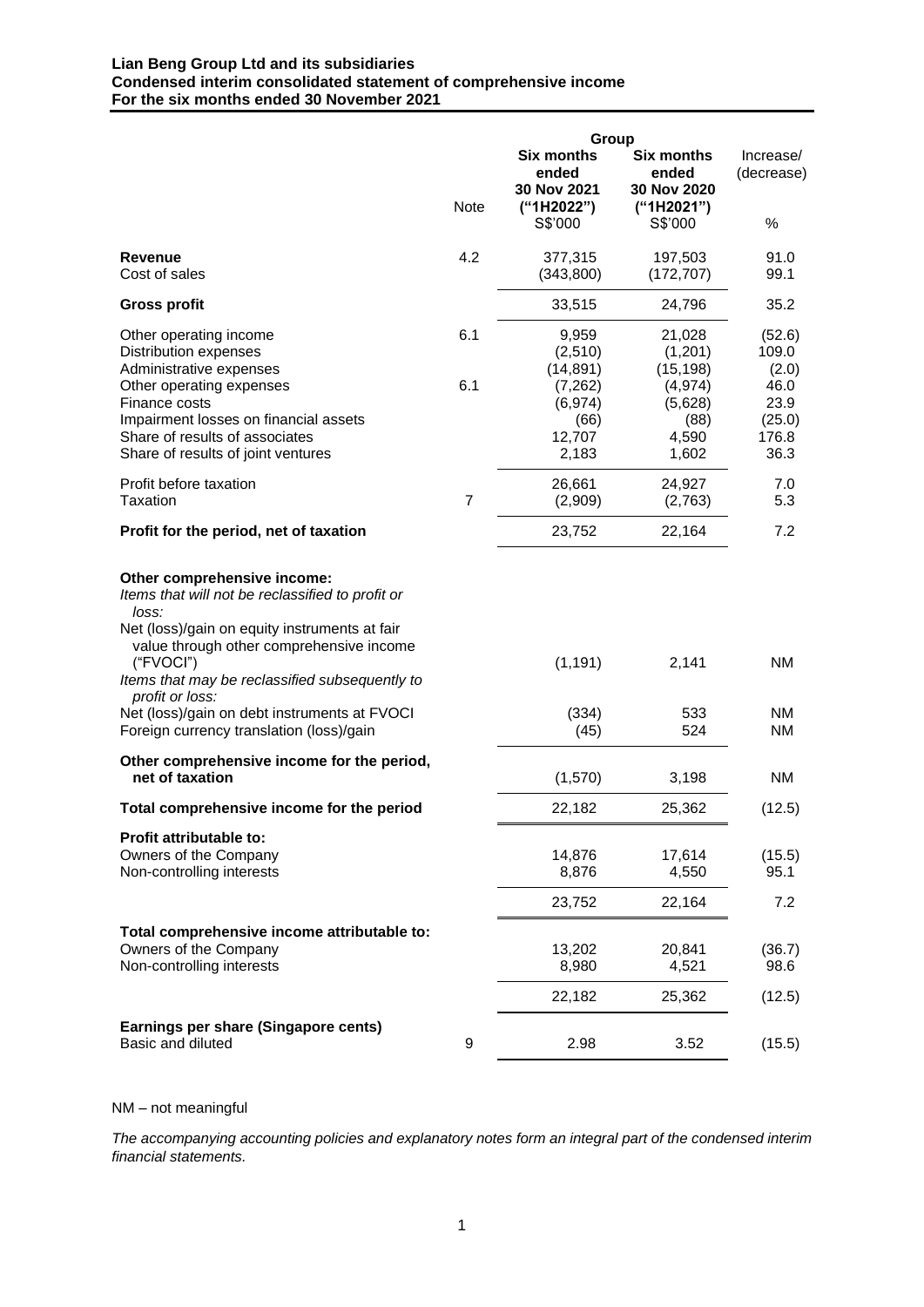**Lian Beng Group Ltd and its subsidiaries**
**Condensed interim consolidated statement of comprehensive income**
**For the six months ended 30 November 2021**

| | Note | Group | | |
|---|---|---|---|---|
| | | **Six months ended 30 Nov 2021 ("1H2022")** | **Six months ended 30 Nov 2020 ("1H2021")** | Increase/ (decrease) |
| | | S$'000 | S$'000 | % |
| **Revenue** | 4.2 | 377,315 | 197,503 | 91.0 |
| Cost of sales | | (343,800) | (172,707) | 99.1 |
| **Gross profit** | | 33,515 | 24,796 | 35.2 |
| Other operating income | 6.1 | 9,959 | 21,028 | (52.6) |
| Distribution expenses | | (2,510) | (1,201) | 109.0 |
| Administrative expenses | | (14,891) | (15,198) | (2.0) |
| Other operating expenses | 6.1 | (7,262) | (4,974) | 46.0 |
| Finance costs | | (6,974) | (5,628) | 23.9 |
| Impairment losses on financial assets | | (66) | (88) | (25.0) |
| Share of results of associates | | 12,707 | 4,590 | 176.8 |
| Share of results of joint ventures | | 2,183 | 1,602 | 36.3 |
| Profit before taxation | | 26,661 | 24,927 | 7.0 |
| Taxation | 7 | (2,909) | (2,763) | 5.3 |
| **Profit for the period, net of taxation** | | 23,752 | 22,164 | 7.2 |
| **Other comprehensive income:** | | | | |
| *Items that will not be reclassified to profit or loss:* | | | | |
| Net (loss)/gain on equity instruments at fair value through other comprehensive income ("FVOCI") | | (1,191) | 2,141 | NM |
| *Items that may be reclassified subsequently to profit or loss:* | | | | |
| Net (loss)/gain on debt instruments at FVOCI | | (334) | 533 | NM |
| Foreign currency translation (loss)/gain | | (45) | 524 | NM |
| **Other comprehensive income for the period, net of taxation** | | (1,570) | 3,198 | NM |
| **Total comprehensive income for the period** | | 22,182 | 25,362 | (12.5) |
| **Profit attributable to:** | | | | |
| Owners of the Company | | 14,876 | 17,614 | (15.5) |
| Non-controlling interests | | 8,876 | 4,550 | 95.1 |
| | | 23,752 | 22,164 | 7.2 |
| **Total comprehensive income attributable to:** | | | | |
| Owners of the Company | | 13,202 | 20,841 | (36.7) |
| Non-controlling interests | | 8,980 | 4,521 | 98.6 |
| | | 22,182 | 25,362 | (12.5) |
| **Earnings per share (Singapore cents)** | | | | |
| Basic and diluted | 9 | 2.98 | 3.52 | (15.5) |

NM – not meaningful

*The accompanying accounting policies and explanatory notes form an integral part of the condensed interim financial statements.*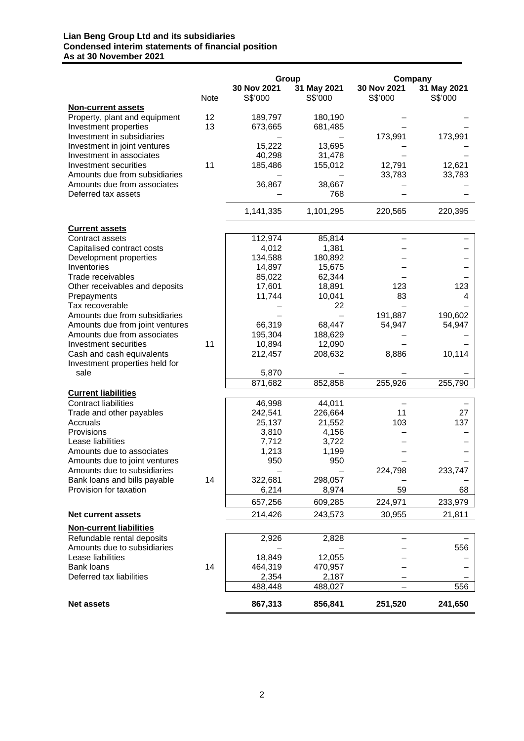**Lian Beng Group Ltd and its subsidiaries**
**Condensed interim statements of financial position**
**As at 30 November 2021**

| | Note | Group | | Company | |
|---|---|---|---|---|---|
| | | 30 Nov 2021 | 31 May 2021 | 30 Nov 2021 | 31 May 2021 |
| | | S$'000 | S$'000 | S$'000 | S$'000 |
| **Non-current assets** | | | | | |
| Property, plant and equipment | 12 | 189,797 | 180,190 | – | – |
| Investment properties | 13 | 673,665 | 681,485 | – | – |
| Investment in subsidiaries | | – | – | 173,991 | 173,991 |
| Investment in joint ventures | | 15,222 | 13,695 | – | – |
| Investment in associates | | 40,298 | 31,478 | – | – |
| Investment securities | 11 | 185,486 | 155,012 | 12,791 | 12,621 |
| Amounts due from subsidiaries | | – | – | 33,783 | 33,783 |
| Amounts due from associates | | 36,867 | 38,667 | – | – |
| Deferred tax assets | | – | 768 | – | – |
| | | 1,141,335 | 1,101,295 | 220,565 | 220,395 |
| **Current assets** | | | | | |
| Contract assets | | 112,974 | 85,814 | – | – |
| Capitalised contract costs | | 4,012 | 1,381 | – | – |
| Development properties | | 134,588 | 180,892 | – | – |
| Inventories | | 14,897 | 15,675 | – | – |
| Trade receivables | | 85,022 | 62,344 | – | – |
| Other receivables and deposits | | 17,601 | 18,891 | 123 | 123 |
| Prepayments | | 11,744 | 10,041 | 83 | 4 |
| Tax recoverable | | – | 22 | – | – |
| Amounts due from subsidiaries | | – | – | 191,887 | 190,602 |
| Amounts due from joint ventures | | 66,319 | 68,447 | 54,947 | 54,947 |
| Amounts due from associates | | 195,304 | 188,629 | – | – |
| Investment securities | 11 | 10,894 | 12,090 | – | – |
| Cash and cash equivalents | | 212,457 | 208,632 | 8,886 | 10,114 |
| Investment properties held for sale | | 5,870 | – | – | – |
| | | 871,682 | 852,858 | 255,926 | 255,790 |
| **Current liabilities** | | | | | |
| Contract liabilities | | 46,998 | 44,011 | – | – |
| Trade and other payables | | 242,541 | 226,664 | 11 | 27 |
| Accruals | | 25,137 | 21,552 | 103 | 137 |
| Provisions | | 3,810 | 4,156 | – | – |
| Lease liabilities | | 7,712 | 3,722 | – | – |
| Amounts due to associates | | 1,213 | 1,199 | – | – |
| Amounts due to joint ventures | | 950 | 950 | – | – |
| Amounts due to subsidiaries | | – | – | 224,798 | 233,747 |
| Bank loans and bills payable | 14 | 322,681 | 298,057 | – | – |
| Provision for taxation | | 6,214 | 8,974 | 59 | 68 |
| | | 657,256 | 609,285 | 224,971 | 233,979 |
| **Net current assets** | | 214,426 | 243,573 | 30,955 | 21,811 |
| **Non-current liabilities** | | | | | |
| Refundable rental deposits | | 2,926 | 2,828 | – | – |
| Amounts due to subsidiaries | | – | – | – | 556 |
| Lease liabilities | | 18,849 | 12,055 | – | – |
| Bank loans | 14 | 464,319 | 470,957 | – | – |
| Deferred tax liabilities | | 2,354 | 2,187 | – | – |
| | | 488,448 | 488,027 | – | 556 |
| **Net assets** | | **867,313** | **856,841** | **251,520** | **241,650** |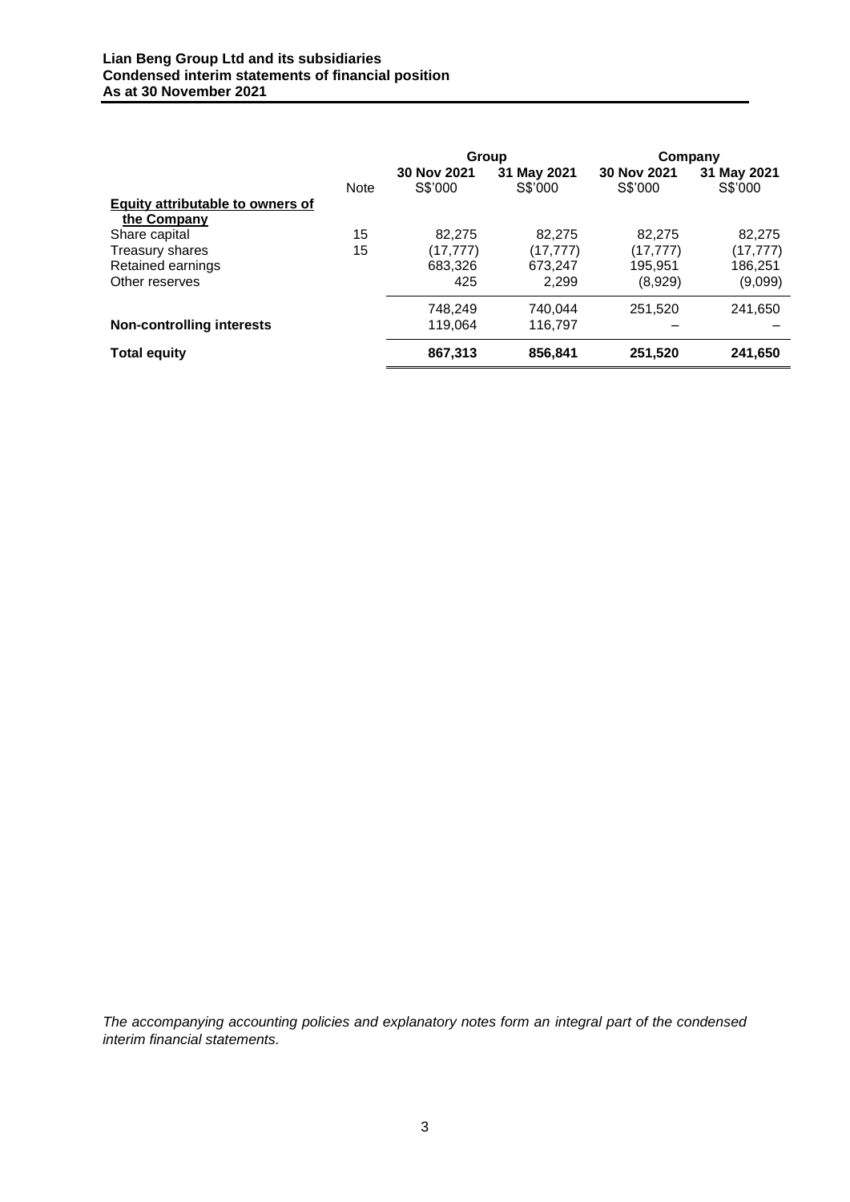**Lian Beng Group Ltd and its subsidiaries**
**Condensed interim statements of financial position**
**As at 30 November 2021**

| | Note | Group | | Company | |
|---|---|---|---|---|---|
| | | **30 Nov 2021** S$'000 | **31 May 2021** S$'000 | **30 Nov 2021** S$'000 | **31 May 2021** S$'000 |
| **Equity attributable to owners of the Company** | | | | | |
| Share capital | 15 | 82,275 | 82,275 | 82,275 | 82,275 |
| Treasury shares | 15 | (17,777) | (17,777) | (17,777) | (17,777) |
| Retained earnings | | 683,326 | 673,247 | 195,951 | 186,251 |
| Other reserves | | 425 | 2,299 | (8,929) | (9,099) |
| | | 748,249 | 740,044 | 251,520 | 241,650 |
| **Non-controlling interests** | | 119,064 | 116,797 | – | – |
| **Total equity** | | **867,313** | **856,841** | **251,520** | **241,650** |

*The accompanying accounting policies and explanatory notes form an integral part of the condensed interim financial statements.*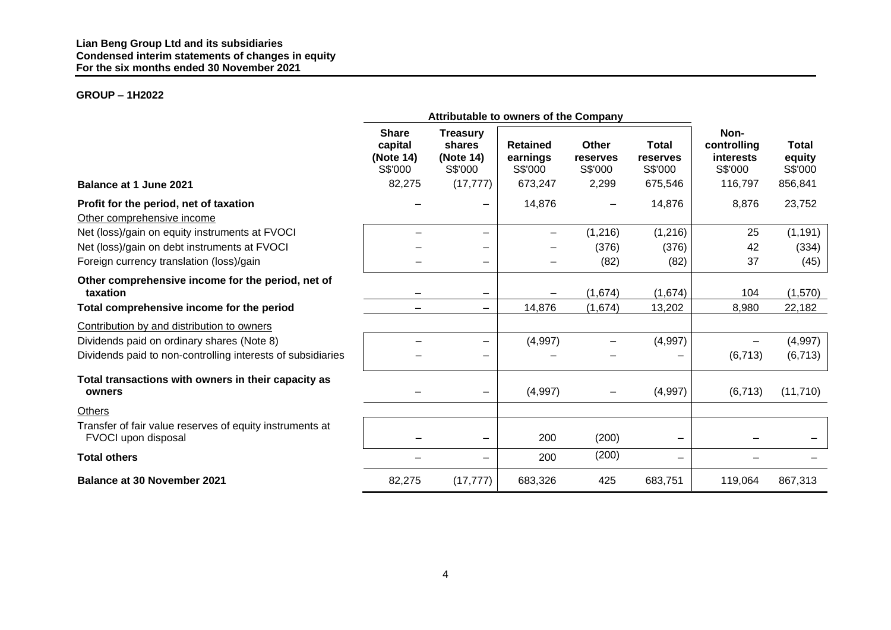**Lian Beng Group Ltd and its subsidiaries**
**Condensed interim statements of changes in equity**
**For the six months ended 30 November 2021**

**GROUP – 1H2022**

| | Attributable to owners of the Company | | | | | | |
|---|---|---|---|---|---|---|---|
| | **Share capital (Note 14)** S$'000 | **Treasury shares (Note 14)** S$'000 | **Retained earnings** S$'000 | **Other reserves** S$'000 | **Total reserves** S$'000 | **Non-controlling interests** S$'000 | **Total equity** S$'000 |
| **Balance at 1 June 2021** | 82,275 | (17,777) | 673,247 | 2,299 | 675,546 | 116,797 | 856,841 |
| **Profit for the period, net of taxation** | – | – | 14,876 | – | 14,876 | 8,876 | 23,752 |
| Other comprehensive income | | | | | | | |
| Net (loss)/gain on equity instruments at FVOCI | – | – | – | (1,216) | (1,216) | 25 | (1,191) |
| Net (loss)/gain on debt instruments at FVOCI | – | – | – | (376) | (376) | 42 | (334) |
| Foreign currency translation (loss)/gain | – | – | – | (82) | (82) | 37 | (45) |
| **Other comprehensive income for the period, net of taxation** | – | – | – | (1,674) | (1,674) | 104 | (1,570) |
| **Total comprehensive income for the period** | – | – | 14,876 | (1,674) | 13,202 | 8,980 | 22,182 |
| Contribution by and distribution to owners | | | | | | | |
| Dividends paid on ordinary shares (Note 8) | – | – | (4,997) | – | (4,997) | – | (4,997) |
| Dividends paid to non-controlling interests of subsidiaries | – | – | – | – | – | (6,713) | (6,713) |
| **Total transactions with owners in their capacity as owners** | – | – | (4,997) | – | (4,997) | (6,713) | (11,710) |
| Others | | | | | | | |
| Transfer of fair value reserves of equity instruments at FVOCI upon disposal | – | – | 200 | (200) | – | – | – |
| **Total others** | – | – | 200 | (200) | – | – | – |
| **Balance at 30 November 2021** | 82,275 | (17,777) | 683,326 | 425 | 683,751 | 119,064 | 867,313 |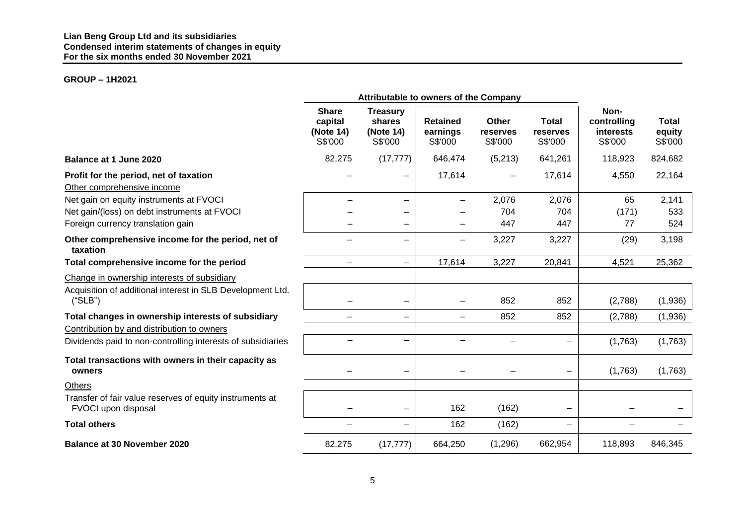**Lian Beng Group Ltd and its subsidiaries**
**Condensed interim statements of changes in equity**
**For the six months ended 30 November 2021**

**GROUP – 1H2021**

| | Attributable to owners of the Company | | | | | | |
|---|---|---|---|---|---|---|---|
| | Share capital (Note 14) S$'000 | Treasury shares (Note 14) S$'000 | Retained earnings S$'000 | Other reserves S$'000 | Total reserves S$'000 | Non-controlling interests S$'000 | Total equity S$'000 |
| **Balance at 1 June 2020** | 82,275 | (17,777) | 646,474 | (5,213) | 641,261 | 118,923 | 824,682 |
| **Profit for the period, net of taxation** | – | – | 17,614 | – | 17,614 | 4,550 | 22,164 |
| Other comprehensive income | | | | | | | |
| Net gain on equity instruments at FVOCI | – | – | – | 2,076 | 2,076 | 65 | 2,141 |
| Net gain/(loss) on debt instruments at FVOCI | – | – | – | 704 | 704 | (171) | 533 |
| Foreign currency translation gain | – | – | – | 447 | 447 | 77 | 524 |
| **Other comprehensive income for the period, net of taxation** | – | – | – | 3,227 | 3,227 | (29) | 3,198 |
| **Total comprehensive income for the period** | – | – | 17,614 | 3,227 | 20,841 | 4,521 | 25,362 |
| Change in ownership interests of subsidiary | | | | | | | |
| Acquisition of additional interest in SLB Development Ltd. ("SLB") | – | – | – | 852 | 852 | (2,788) | (1,936) |
| **Total changes in ownership interests of subsidiary** | – | – | – | 852 | 852 | (2,788) | (1,936) |
| Contribution by and distribution to owners | | | | | | | |
| Dividends paid to non-controlling interests of subsidiaries | – | – | – | – | – | (1,763) | (1,763) |
| **Total transactions with owners in their capacity as owners** | – | – | – | – | – | (1,763) | (1,763) |
| Others | | | | | | | |
| Transfer of fair value reserves of equity instruments at FVOCI upon disposal | – | – | 162 | (162) | – | – | – |
| **Total others** | – | – | 162 | (162) | – | – | – |
| **Balance at 30 November 2020** | 82,275 | (17,777) | 664,250 | (1,296) | 662,954 | 118,893 | 846,345 |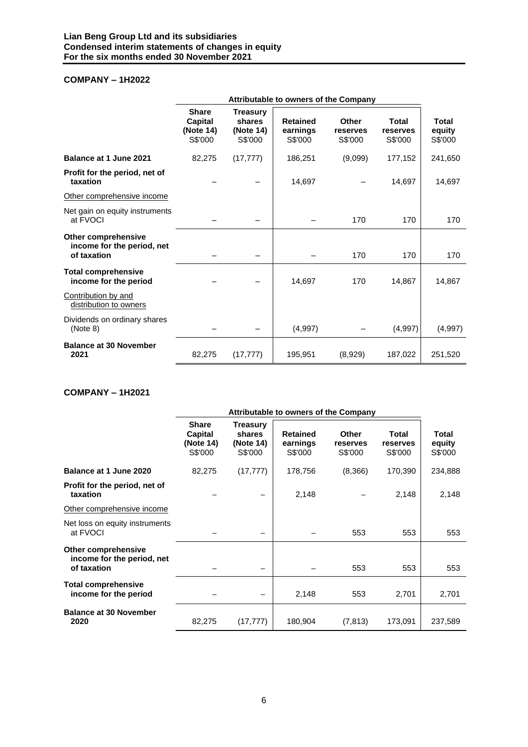**Lian Beng Group Ltd and its subsidiaries**
**Condensed interim statements of changes in equity**
**For the six months ended 30 November 2021**

## COMPANY – 1H2022

| | Attributable to owners of the Company | | | | | |
|---|---|---|---|---|---|---|
| | **Share Capital (Note 14)** S$'000 | **Treasury shares (Note 14)** S$'000 | **Retained earnings** S$'000 | **Other reserves** S$'000 | **Total reserves** S$'000 | **Total equity** S$'000 |
| **Balance at 1 June 2021** | 82,275 | (17,777) | 186,251 | (9,099) | 177,152 | 241,650 |
| **Profit for the period, net of taxation** | – | – | 14,697 | – | 14,697 | 14,697 |
| Other comprehensive income | | | | | | |
| Net gain on equity instruments at FVOCI | – | – | – | 170 | 170 | 170 |
| **Other comprehensive income for the period, net of taxation** | – | – | – | 170 | 170 | 170 |
| **Total comprehensive income for the period** | – | – | 14,697 | 170 | 14,867 | 14,867 |
| Contribution by and distribution to owners | | | | | | |
| Dividends on ordinary shares (Note 8) | – | – | (4,997) | – | (4,997) | (4,997) |
| **Balance at 30 November 2021** | 82,275 | (17,777) | 195,951 | (8,929) | 187,022 | 251,520 |

## COMPANY – 1H2021

| | Attributable to owners of the Company | | | | | |
|---|---|---|---|---|---|---|
| | **Share Capital (Note 14)** S$'000 | **Treasury shares (Note 14)** S$'000 | **Retained earnings** S$'000 | **Other reserves** S$'000 | **Total reserves** S$'000 | **Total equity** S$'000 |
| **Balance at 1 June 2020** | 82,275 | (17,777) | 178,756 | (8,366) | 170,390 | 234,888 |
| **Profit for the period, net of taxation** | – | – | 2,148 | – | 2,148 | 2,148 |
| Other comprehensive income | | | | | | |
| Net loss on equity instruments at FVOCI | – | – | – | 553 | 553 | 553 |
| **Other comprehensive income for the period, net of taxation** | – | – | – | 553 | 553 | 553 |
| **Total comprehensive income for the period** | – | – | 2,148 | 553 | 2,701 | 2,701 |
| **Balance at 30 November 2020** | 82,275 | (17,777) | 180,904 | (7,813) | 173,091 | 237,589 |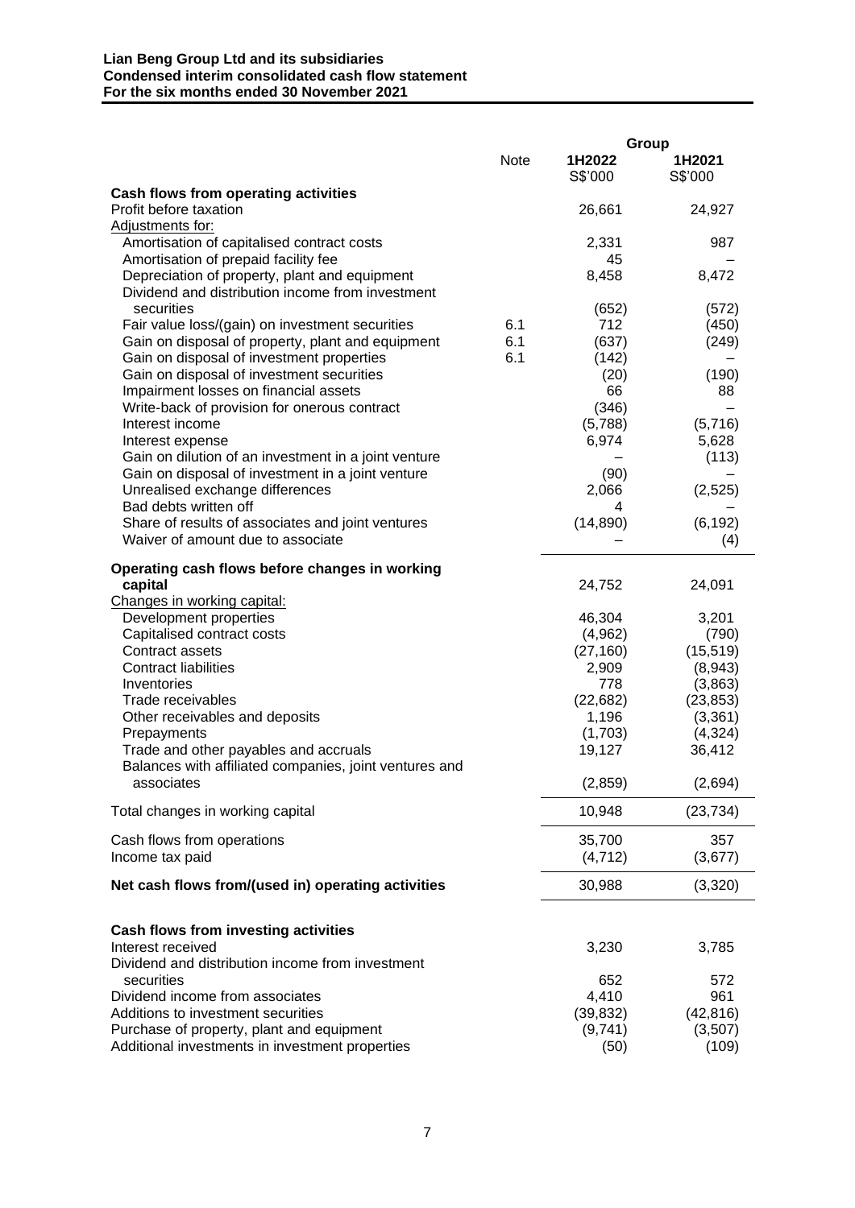**Lian Beng Group Ltd and its subsidiaries**
**Condensed interim consolidated cash flow statement**
**For the six months ended 30 November 2021**

| | Note | Group | |
|---|---|---|---|
| | | **1H2022** | **1H2021** |
| | | S$'000 | S$'000 |
| **Cash flows from operating activities** | | | |
| Profit before taxation | | 26,661 | 24,927 |
| Adjustments for: | | | |
| Amortisation of capitalised contract costs | | 2,331 | 987 |
| Amortisation of prepaid facility fee | | 45 | – |
| Depreciation of property, plant and equipment | | 8,458 | 8,472 |
| Dividend and distribution income from investment securities | | (652) | (572) |
| Fair value loss/(gain) on investment securities | 6.1 | 712 | (450) |
| Gain on disposal of property, plant and equipment | 6.1 | (637) | (249) |
| Gain on disposal of investment properties | 6.1 | (142) | – |
| Gain on disposal of investment securities | | (20) | (190) |
| Impairment losses on financial assets | | 66 | 88 |
| Write-back of provision for onerous contract | | (346) | – |
| Interest income | | (5,788) | (5,716) |
| Interest expense | | 6,974 | 5,628 |
| Gain on dilution of an investment in a joint venture | | – | (113) |
| Gain on disposal of investment in a joint venture | | (90) | – |
| Unrealised exchange differences | | 2,066 | (2,525) |
| Bad debts written off | | 4 | – |
| Share of results of associates and joint ventures | | (14,890) | (6,192) |
| Waiver of amount due to associate | | – | (4) |
| **Operating cash flows before changes in working capital** | | 24,752 | 24,091 |
| Changes in working capital: | | | |
| Development properties | | 46,304 | 3,201 |
| Capitalised contract costs | | (4,962) | (790) |
| Contract assets | | (27,160) | (15,519) |
| Contract liabilities | | 2,909 | (8,943) |
| Inventories | | 778 | (3,863) |
| Trade receivables | | (22,682) | (23,853) |
| Other receivables and deposits | | 1,196 | (3,361) |
| Prepayments | | (1,703) | (4,324) |
| Trade and other payables and accruals | | 19,127 | 36,412 |
| Balances with affiliated companies, joint ventures and associates | | (2,859) | (2,694) |
| Total changes in working capital | | 10,948 | (23,734) |
| Cash flows from operations | | 35,700 | 357 |
| Income tax paid | | (4,712) | (3,677) |
| **Net cash flows from/(used in) operating activities** | | 30,988 | (3,320) |
| | | | |
| **Cash flows from investing activities** | | | |
| Interest received | | 3,230 | 3,785 |
| Dividend and distribution income from investment securities | | 652 | 572 |
| Dividend income from associates | | 4,410 | 961 |
| Additions to investment securities | | (39,832) | (42,816) |
| Purchase of property, plant and equipment | | (9,741) | (3,507) |
| Additional investments in investment properties | | (50) | (109) |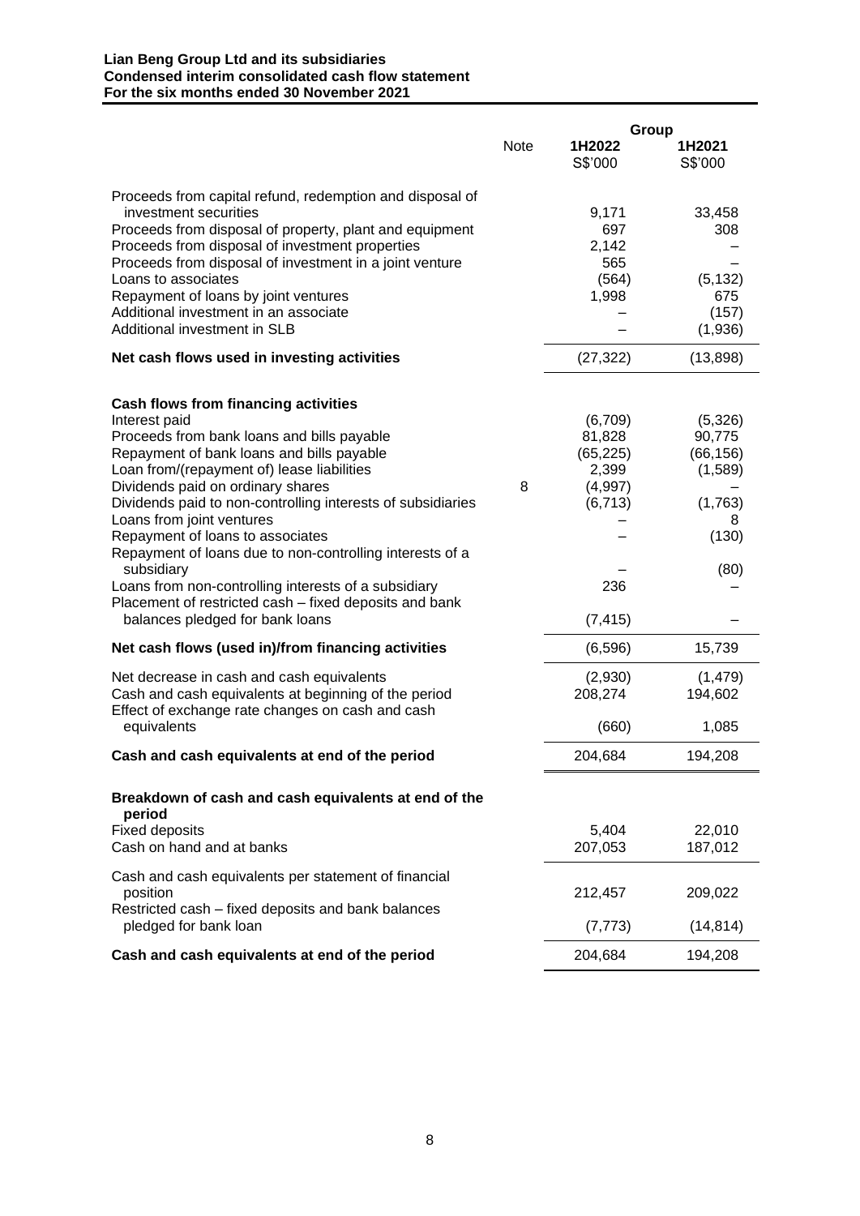**Lian Beng Group Ltd and its subsidiaries**
**Condensed interim consolidated cash flow statement**
**For the six months ended 30 November 2021**

| | Note | Group 1H2022 S$'000 | Group 1H2021 S$'000 |
|---|---|---|---|
| Proceeds from capital refund, redemption and disposal of investment securities | | 9,171 | 33,458 |
| Proceeds from disposal of property, plant and equipment | | 697 | 308 |
| Proceeds from disposal of investment properties | | 2,142 | – |
| Proceeds from disposal of investment in a joint venture | | 565 | – |
| Loans to associates | | (564) | (5,132) |
| Repayment of loans by joint ventures | | 1,998 | 675 |
| Additional investment in an associate | | – | (157) |
| Additional investment in SLB | | – | (1,936) |
| **Net cash flows used in investing activities** | | (27,322) | (13,898) |
| | | | |
| **Cash flows from financing activities** | | | |
| Interest paid | | (6,709) | (5,326) |
| Proceeds from bank loans and bills payable | | 81,828 | 90,775 |
| Repayment of bank loans and bills payable | | (65,225) | (66,156) |
| Loan from/(repayment of) lease liabilities | | 2,399 | (1,589) |
| Dividends paid on ordinary shares | 8 | (4,997) | – |
| Dividends paid to non-controlling interests of subsidiaries | | (6,713) | (1,763) |
| Loans from joint ventures | | – | 8 |
| Repayment of loans to associates | | – | (130) |
| Repayment of loans due to non-controlling interests of a subsidiary | | – | (80) |
| Loans from non-controlling interests of a subsidiary | | 236 | – |
| Placement of restricted cash – fixed deposits and bank balances pledged for bank loans | | (7,415) | – |
| **Net cash flows (used in)/from financing activities** | | (6,596) | 15,739 |
| | | | |
| Net decrease in cash and cash equivalents | | (2,930) | (1,479) |
| Cash and cash equivalents at beginning of the period | | 208,274 | 194,602 |
| Effect of exchange rate changes on cash and cash equivalents | | (660) | 1,085 |
| **Cash and cash equivalents at end of the period** | | 204,684 | 194,208 |
| | | | |
| **Breakdown of cash and cash equivalents at end of the period** | | | |
| Fixed deposits | | 5,404 | 22,010 |
| Cash on hand and at banks | | 207,053 | 187,012 |
| Cash and cash equivalents per statement of financial position | | 212,457 | 209,022 |
| Restricted cash – fixed deposits and bank balances pledged for bank loan | | (7,773) | (14,814) |
| **Cash and cash equivalents at end of the period** | | 204,684 | 194,208 |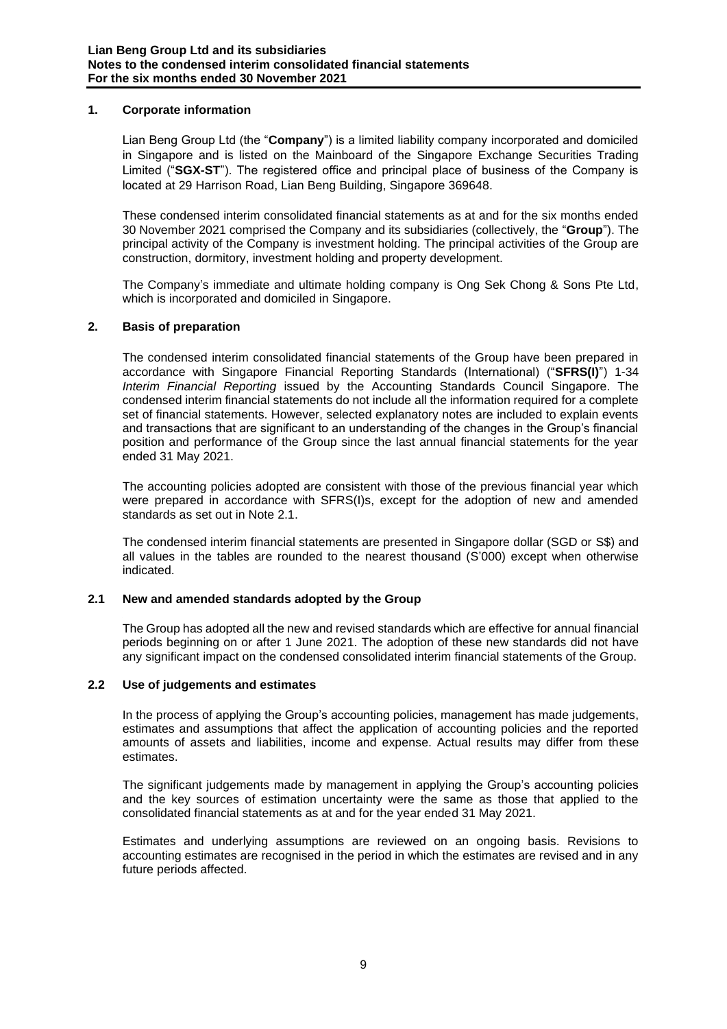## 1. Corporate information

Lian Beng Group Ltd (the "**Company**") is a limited liability company incorporated and domiciled in Singapore and is listed on the Mainboard of the Singapore Exchange Securities Trading Limited ("**SGX-ST**"). The registered office and principal place of business of the Company is located at 29 Harrison Road, Lian Beng Building, Singapore 369648.

These condensed interim consolidated financial statements as at and for the six months ended 30 November 2021 comprised the Company and its subsidiaries (collectively, the "**Group**"). The principal activity of the Company is investment holding. The principal activities of the Group are construction, dormitory, investment holding and property development.

The Company's immediate and ultimate holding company is Ong Sek Chong & Sons Pte Ltd, which is incorporated and domiciled in Singapore.

## 2. Basis of preparation

The condensed interim consolidated financial statements of the Group have been prepared in accordance with Singapore Financial Reporting Standards (International) ("**SFRS(I)**") 1-34 *Interim Financial Reporting* issued by the Accounting Standards Council Singapore. The condensed interim financial statements do not include all the information required for a complete set of financial statements. However, selected explanatory notes are included to explain events and transactions that are significant to an understanding of the changes in the Group's financial position and performance of the Group since the last annual financial statements for the year ended 31 May 2021.

The accounting policies adopted are consistent with those of the previous financial year which were prepared in accordance with SFRS(I)s, except for the adoption of new and amended standards as set out in Note 2.1.

The condensed interim financial statements are presented in Singapore dollar (SGD or S$) and all values in the tables are rounded to the nearest thousand (S'000) except when otherwise indicated.

### 2.1 New and amended standards adopted by the Group

The Group has adopted all the new and revised standards which are effective for annual financial periods beginning on or after 1 June 2021. The adoption of these new standards did not have any significant impact on the condensed consolidated interim financial statements of the Group.

### 2.2 Use of judgements and estimates

In the process of applying the Group's accounting policies, management has made judgements, estimates and assumptions that affect the application of accounting policies and the reported amounts of assets and liabilities, income and expense. Actual results may differ from these estimates.

The significant judgements made by management in applying the Group's accounting policies and the key sources of estimation uncertainty were the same as those that applied to the consolidated financial statements as at and for the year ended 31 May 2021.

Estimates and underlying assumptions are reviewed on an ongoing basis. Revisions to accounting estimates are recognised in the period in which the estimates are revised and in any future periods affected.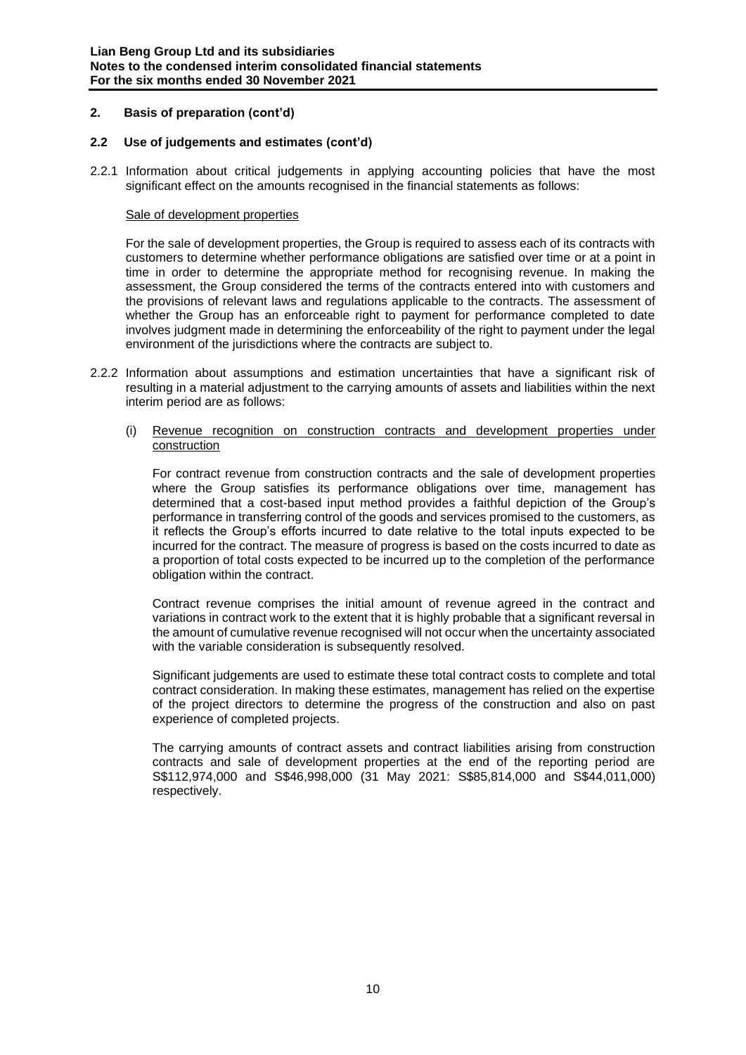## 2. Basis of preparation (cont'd)

### 2.2 Use of judgements and estimates (cont'd)

2.2.1 Information about critical judgements in applying accounting policies that have the most significant effect on the amounts recognised in the financial statements as follows:

Sale of development properties

For the sale of development properties, the Group is required to assess each of its contracts with customers to determine whether performance obligations are satisfied over time or at a point in time in order to determine the appropriate method for recognising revenue. In making the assessment, the Group considered the terms of the contracts entered into with customers and the provisions of relevant laws and regulations applicable to the contracts. The assessment of whether the Group has an enforceable right to payment for performance completed to date involves judgment made in determining the enforceability of the right to payment under the legal environment of the jurisdictions where the contracts are subject to.

2.2.2 Information about assumptions and estimation uncertainties that have a significant risk of resulting in a material adjustment to the carrying amounts of assets and liabilities within the next interim period are as follows:

(i) Revenue recognition on construction contracts and development properties under construction

For contract revenue from construction contracts and the sale of development properties where the Group satisfies its performance obligations over time, management has determined that a cost-based input method provides a faithful depiction of the Group's performance in transferring control of the goods and services promised to the customers, as it reflects the Group's efforts incurred to date relative to the total inputs expected to be incurred for the contract. The measure of progress is based on the costs incurred to date as a proportion of total costs expected to be incurred up to the completion of the performance obligation within the contract.

Contract revenue comprises the initial amount of revenue agreed in the contract and variations in contract work to the extent that it is highly probable that a significant reversal in the amount of cumulative revenue recognised will not occur when the uncertainty associated with the variable consideration is subsequently resolved.

Significant judgements are used to estimate these total contract costs to complete and total contract consideration. In making these estimates, management has relied on the expertise of the project directors to determine the progress of the construction and also on past experience of completed projects.

The carrying amounts of contract assets and contract liabilities arising from construction contracts and sale of development properties at the end of the reporting period are S$112,974,000 and S$46,998,000 (31 May 2021: S$85,814,000 and S$44,011,000) respectively.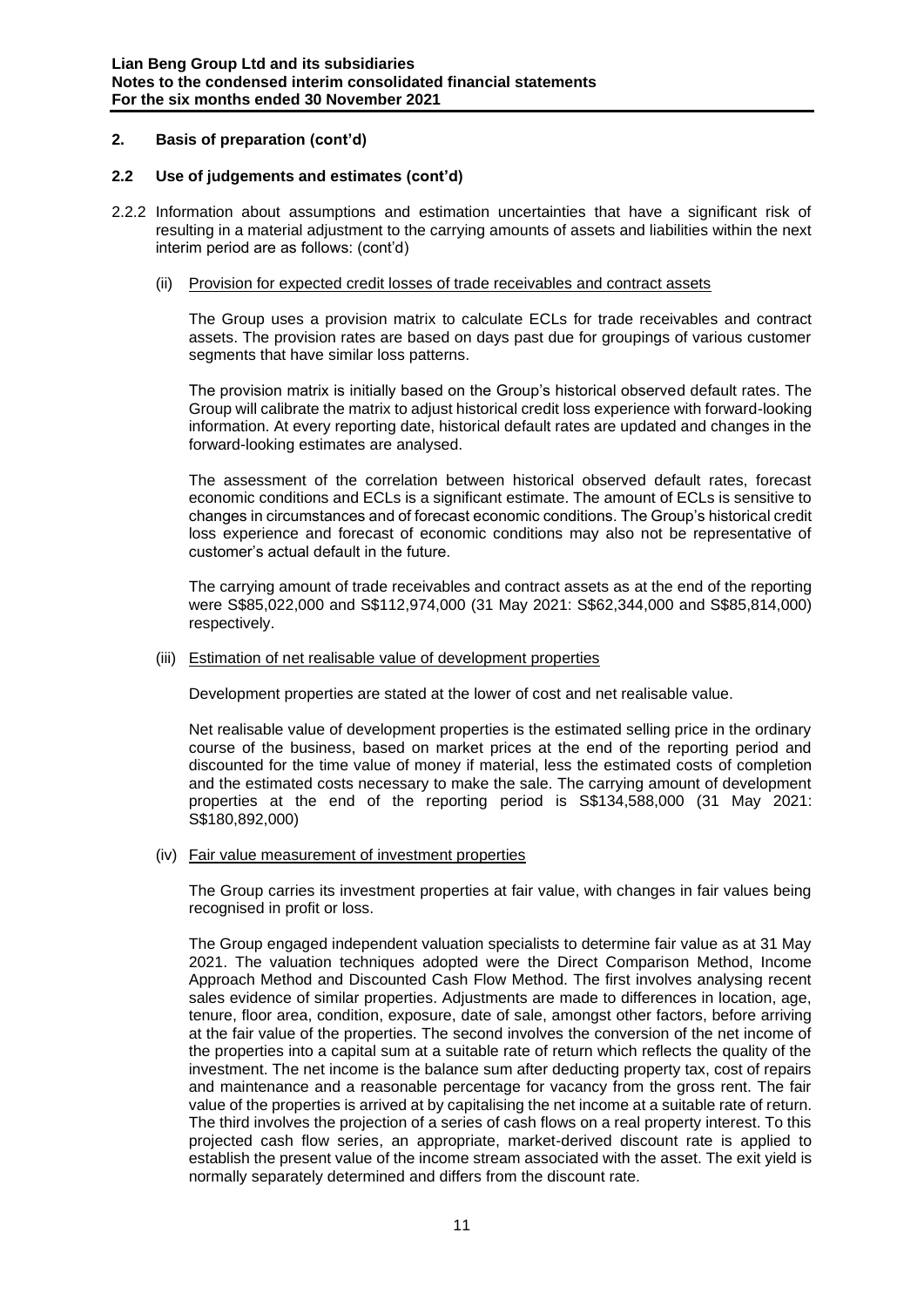## 2. Basis of preparation (cont'd)

### 2.2 Use of judgements and estimates (cont'd)

2.2.2 Information about assumptions and estimation uncertainties that have a significant risk of resulting in a material adjustment to the carrying amounts of assets and liabilities within the next interim period are as follows: (cont'd)

(ii) Provision for expected credit losses of trade receivables and contract assets

The Group uses a provision matrix to calculate ECLs for trade receivables and contract assets. The provision rates are based on days past due for groupings of various customer segments that have similar loss patterns.

The provision matrix is initially based on the Group's historical observed default rates. The Group will calibrate the matrix to adjust historical credit loss experience with forward-looking information. At every reporting date, historical default rates are updated and changes in the forward-looking estimates are analysed.

The assessment of the correlation between historical observed default rates, forecast economic conditions and ECLs is a significant estimate. The amount of ECLs is sensitive to changes in circumstances and of forecast economic conditions. The Group's historical credit loss experience and forecast of economic conditions may also not be representative of customer's actual default in the future.

The carrying amount of trade receivables and contract assets as at the end of the reporting were S$85,022,000 and S$112,974,000 (31 May 2021: S$62,344,000 and S$85,814,000) respectively.

(iii) Estimation of net realisable value of development properties

Development properties are stated at the lower of cost and net realisable value.

Net realisable value of development properties is the estimated selling price in the ordinary course of the business, based on market prices at the end of the reporting period and discounted for the time value of money if material, less the estimated costs of completion and the estimated costs necessary to make the sale. The carrying amount of development properties at the end of the reporting period is S$134,588,000 (31 May 2021: S$180,892,000)

(iv) Fair value measurement of investment properties

The Group carries its investment properties at fair value, with changes in fair values being recognised in profit or loss.

The Group engaged independent valuation specialists to determine fair value as at 31 May 2021. The valuation techniques adopted were the Direct Comparison Method, Income Approach Method and Discounted Cash Flow Method. The first involves analysing recent sales evidence of similar properties. Adjustments are made to differences in location, age, tenure, floor area, condition, exposure, date of sale, amongst other factors, before arriving at the fair value of the properties. The second involves the conversion of the net income of the properties into a capital sum at a suitable rate of return which reflects the quality of the investment. The net income is the balance sum after deducting property tax, cost of repairs and maintenance and a reasonable percentage for vacancy from the gross rent. The fair value of the properties is arrived at by capitalising the net income at a suitable rate of return. The third involves the projection of a series of cash flows on a real property interest. To this projected cash flow series, an appropriate, market-derived discount rate is applied to establish the present value of the income stream associated with the asset. The exit yield is normally separately determined and differs from the discount rate.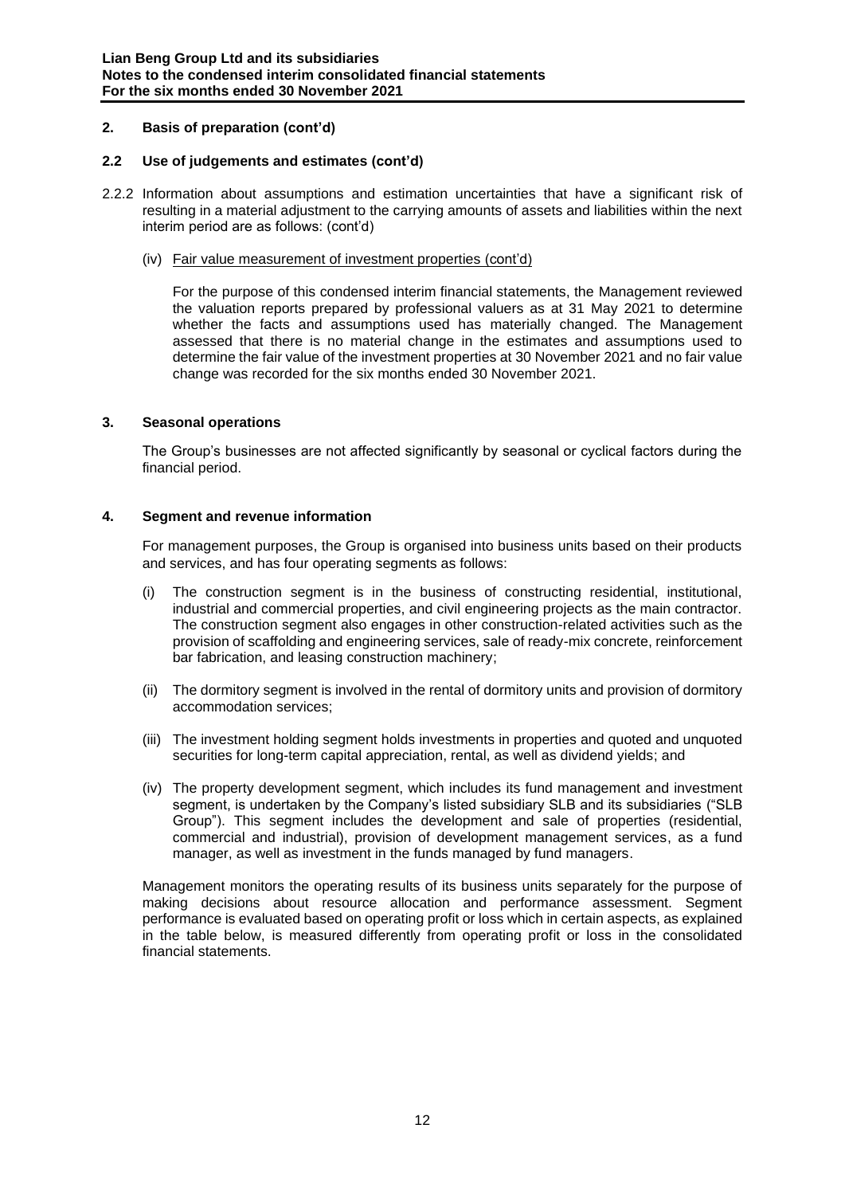## 2. Basis of preparation (cont'd)

### 2.2 Use of judgements and estimates (cont'd)

2.2.2 Information about assumptions and estimation uncertainties that have a significant risk of resulting in a material adjustment to the carrying amounts of assets and liabilities within the next interim period are as follows: (cont'd)

(iv) Fair value measurement of investment properties (cont'd)

For the purpose of this condensed interim financial statements, the Management reviewed the valuation reports prepared by professional valuers as at 31 May 2021 to determine whether the facts and assumptions used has materially changed. The Management assessed that there is no material change in the estimates and assumptions used to determine the fair value of the investment properties at 30 November 2021 and no fair value change was recorded for the six months ended 30 November 2021.

## 3. Seasonal operations

The Group's businesses are not affected significantly by seasonal or cyclical factors during the financial period.

## 4. Segment and revenue information

For management purposes, the Group is organised into business units based on their products and services, and has four operating segments as follows:

(i) The construction segment is in the business of constructing residential, institutional, industrial and commercial properties, and civil engineering projects as the main contractor. The construction segment also engages in other construction-related activities such as the provision of scaffolding and engineering services, sale of ready-mix concrete, reinforcement bar fabrication, and leasing construction machinery;

(ii) The dormitory segment is involved in the rental of dormitory units and provision of dormitory accommodation services;

(iii) The investment holding segment holds investments in properties and quoted and unquoted securities for long-term capital appreciation, rental, as well as dividend yields; and

(iv) The property development segment, which includes its fund management and investment segment, is undertaken by the Company's listed subsidiary SLB and its subsidiaries ("SLB Group"). This segment includes the development and sale of properties (residential, commercial and industrial), provision of development management services, as a fund manager, as well as investment in the funds managed by fund managers.

Management monitors the operating results of its business units separately for the purpose of making decisions about resource allocation and performance assessment. Segment performance is evaluated based on operating profit or loss which in certain aspects, as explained in the table below, is measured differently from operating profit or loss in the consolidated financial statements.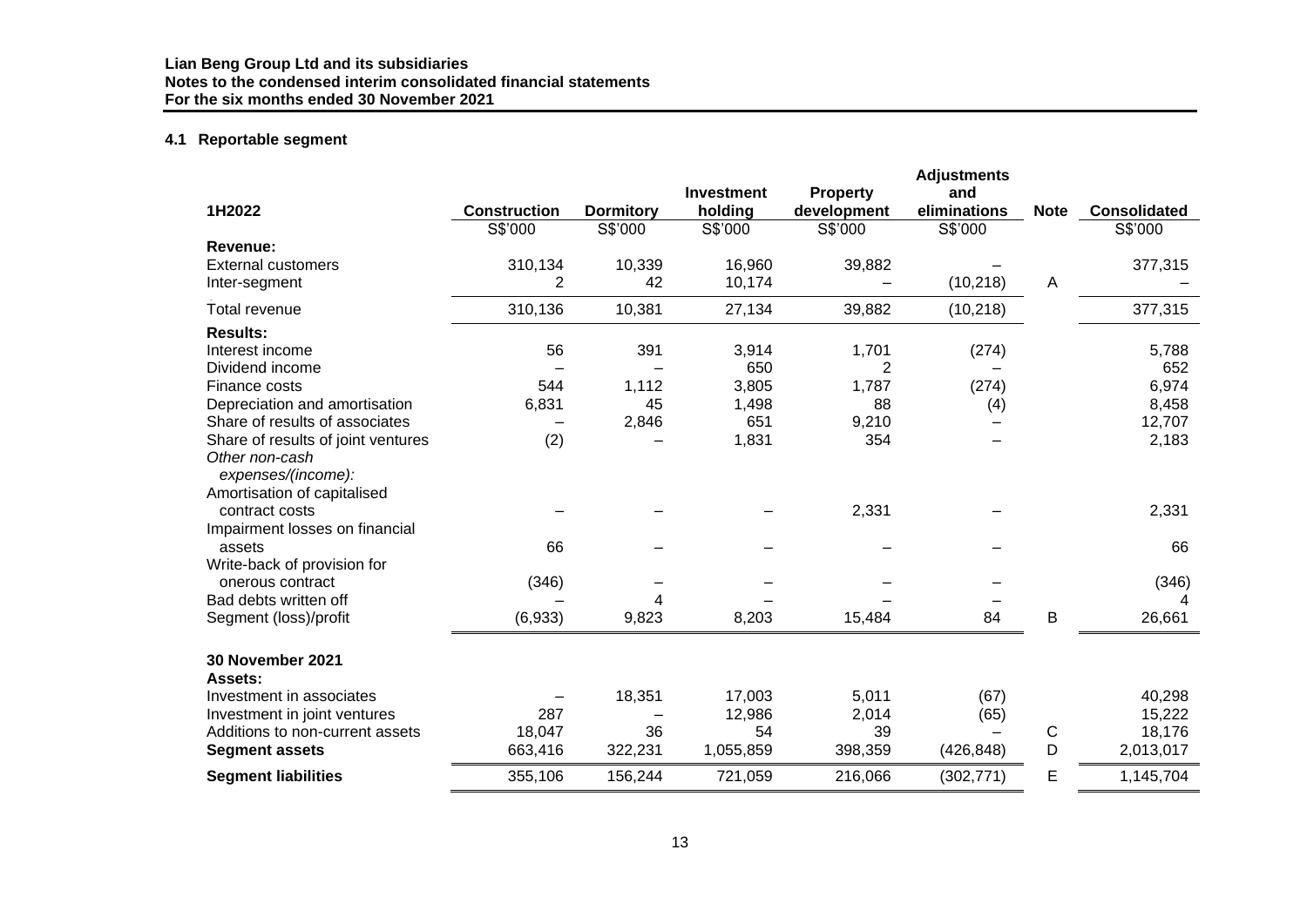**Lian Beng Group Ltd and its subsidiaries**
**Notes to the condensed interim consolidated financial statements**
**For the six months ended 30 November 2021**

### 4.1 Reportable segment

| 1H2022 | Construction | Dormitory | Investment holding | Property development | Adjustments and eliminations | Note | Consolidated |
|---|---|---|---|---|---|---|---|
| | S$'000 | S$'000 | S$'000 | S$'000 | S$'000 | | S$'000 |
| **Revenue:** | | | | | | | |
| External customers | 310,134 | 10,339 | 16,960 | 39,882 | – | | 377,315 |
| Inter-segment | 2 | 42 | 10,174 | – | (10,218) | A | – |
| Total revenue | 310,136 | 10,381 | 27,134 | 39,882 | (10,218) | | 377,315 |
| **Results:** | | | | | | | |
| Interest income | 56 | 391 | 3,914 | 1,701 | (274) | | 5,788 |
| Dividend income | – | – | 650 | 2 | – | | 652 |
| Finance costs | 544 | 1,112 | 3,805 | 1,787 | (274) | | 6,974 |
| Depreciation and amortisation | 6,831 | 45 | 1,498 | 88 | (4) | | 8,458 |
| Share of results of associates | – | 2,846 | 651 | 9,210 | – | | 12,707 |
| Share of results of joint ventures | (2) | – | 1,831 | 354 | – | | 2,183 |
| *Other non-cash expenses/(income):* | | | | | | | |
| Amortisation of capitalised contract costs | – | – | – | 2,331 | – | | 2,331 |
| Impairment losses on financial assets | 66 | – | – | – | – | | 66 |
| Write-back of provision for onerous contract | (346) | – | – | – | – | | (346) |
| Bad debts written off | – | 4 | – | – | – | | 4 |
| Segment (loss)/profit | (6,933) | 9,823 | 8,203 | 15,484 | 84 | B | 26,661 |
| **30 November 2021** | | | | | | | |
| **Assets:** | | | | | | | |
| Investment in associates | – | 18,351 | 17,003 | 5,011 | (67) | | 40,298 |
| Investment in joint ventures | 287 | – | 12,986 | 2,014 | (65) | | 15,222 |
| Additions to non-current assets | 18,047 | 36 | 54 | 39 | – | C | 18,176 |
| **Segment assets** | 663,416 | 322,231 | 1,055,859 | 398,359 | (426,848) | D | 2,013,017 |
| **Segment liabilities** | 355,106 | 156,244 | 721,059 | 216,066 | (302,771) | E | 1,145,704 |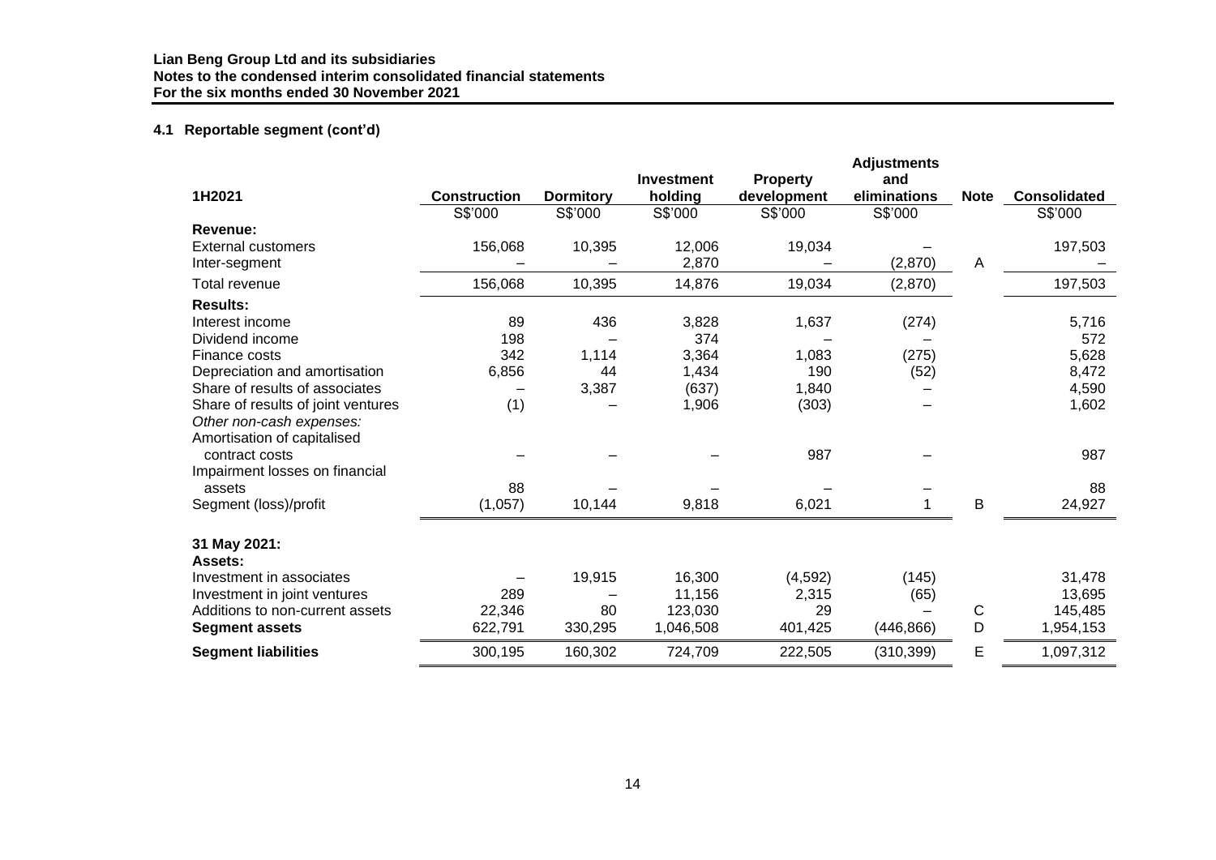### 4.1 Reportable segment (cont'd)

| 1H2021 | Construction | Dormitory | Investment holding | Property development | Adjustments and eliminations | Note | Consolidated |
|---|---|---|---|---|---|---|---|
| | S$'000 | S$'000 | S$'000 | S$'000 | S$'000 | | S$'000 |
| **Revenue:** | | | | | | | |
| External customers | 156,068 | 10,395 | 12,006 | 19,034 | – | | 197,503 |
| Inter-segment | – | – | 2,870 | – | (2,870) | A | – |
| Total revenue | 156,068 | 10,395 | 14,876 | 19,034 | (2,870) | | 197,503 |
| **Results:** | | | | | | | |
| Interest income | 89 | 436 | 3,828 | 1,637 | (274) | | 5,716 |
| Dividend income | 198 | – | 374 | – | – | | 572 |
| Finance costs | 342 | 1,114 | 3,364 | 1,083 | (275) | | 5,628 |
| Depreciation and amortisation | 6,856 | 44 | 1,434 | 190 | (52) | | 8,472 |
| Share of results of associates | – | 3,387 | (637) | 1,840 | – | | 4,590 |
| Share of results of joint ventures | (1) | – | 1,906 | (303) | – | | 1,602 |
| *Other non-cash expenses:* | | | | | | | |
| Amortisation of capitalised contract costs | – | – | – | 987 | – | | 987 |
| Impairment losses on financial assets | 88 | – | – | – | – | | 88 |
| Segment (loss)/profit | (1,057) | 10,144 | 9,818 | 6,021 | 1 | B | 24,927 |
| | | | | | | | |
| **31 May 2021:** | | | | | | | |
| **Assets:** | | | | | | | |
| Investment in associates | – | 19,915 | 16,300 | (4,592) | (145) | | 31,478 |
| Investment in joint ventures | 289 | – | 11,156 | 2,315 | (65) | | 13,695 |
| Additions to non-current assets | 22,346 | 80 | 123,030 | 29 | – | C | 145,485 |
| **Segment assets** | 622,791 | 330,295 | 1,046,508 | 401,425 | (446,866) | D | 1,954,153 |
| **Segment liabilities** | 300,195 | 160,302 | 724,709 | 222,505 | (310,399) | E | 1,097,312 |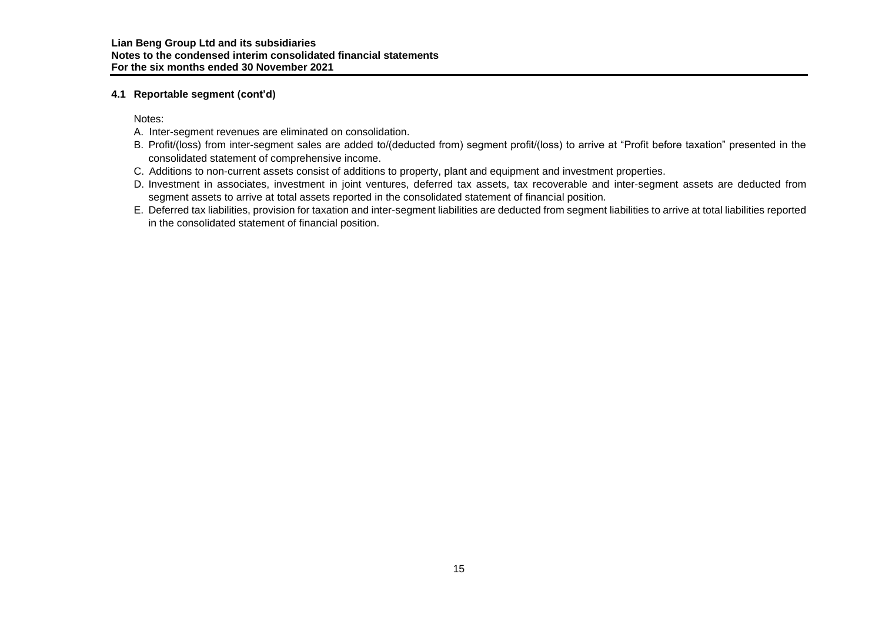### 4.1 Reportable segment (cont'd)

Notes:

A. Inter-segment revenues are eliminated on consolidation.

B. Profit/(loss) from inter-segment sales are added to/(deducted from) segment profit/(loss) to arrive at "Profit before taxation" presented in the consolidated statement of comprehensive income.

C. Additions to non-current assets consist of additions to property, plant and equipment and investment properties.

D. Investment in associates, investment in joint ventures, deferred tax assets, tax recoverable and inter-segment assets are deducted from segment assets to arrive at total assets reported in the consolidated statement of financial position.

E. Deferred tax liabilities, provision for taxation and inter-segment liabilities are deducted from segment liabilities to arrive at total liabilities reported in the consolidated statement of financial position.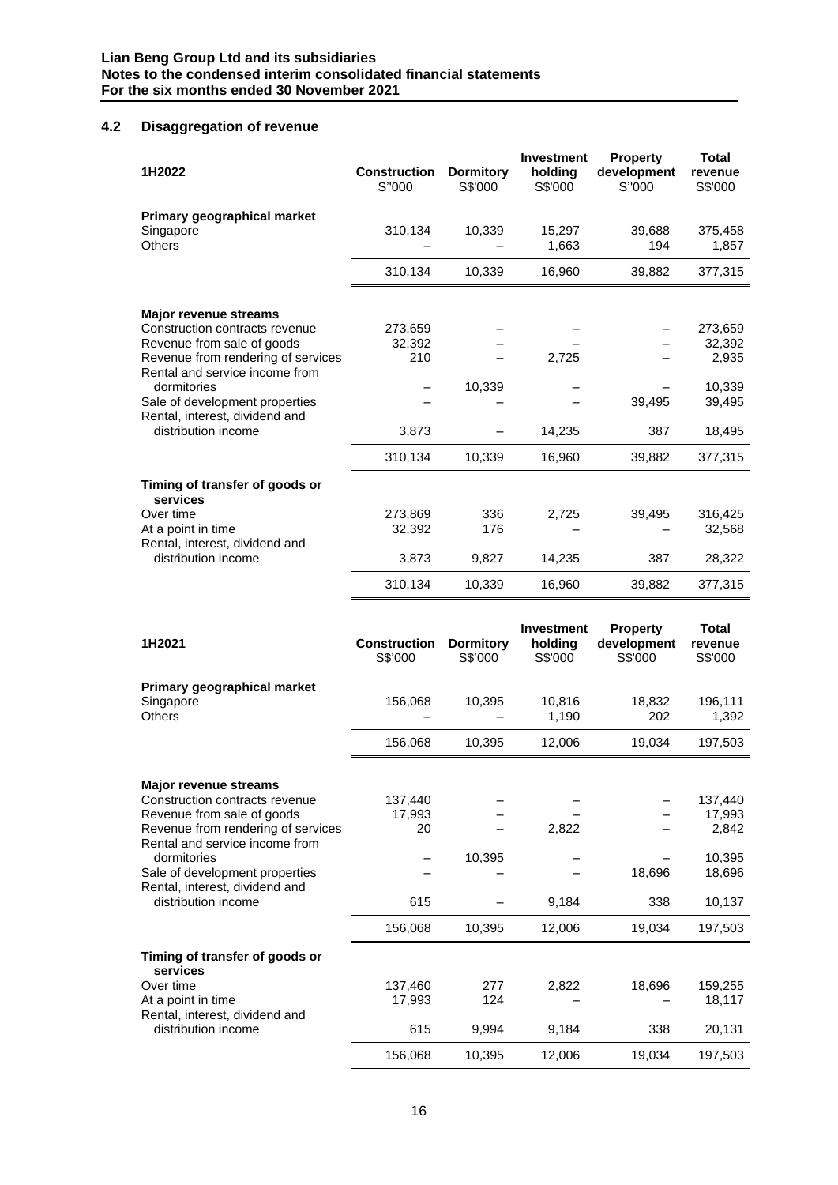## 4.2 Disaggregation of revenue

| 1H2022 | Construction S''000 | Dormitory S$'000 | Investment holding S$'000 | Property development S''000 | Total revenue S$'000 |
|---|---|---|---|---|---|
| **Primary geographical market** | | | | | |
| Singapore | 310,134 | 10,339 | 15,297 | 39,688 | 375,458 |
| Others | – | – | 1,663 | 194 | 1,857 |
| | 310,134 | 10,339 | 16,960 | 39,882 | 377,315 |
| **Major revenue streams** | | | | | |
| Construction contracts revenue | 273,659 | – | – | – | 273,659 |
| Revenue from sale of goods | 32,392 | – | – | – | 32,392 |
| Revenue from rendering of services | 210 | – | 2,725 | – | 2,935 |
| Rental and service income from dormitories | – | 10,339 | – | – | 10,339 |
| Sale of development properties | – | – | – | 39,495 | 39,495 |
| Rental, interest, dividend and distribution income | 3,873 | – | 14,235 | 387 | 18,495 |
| | 310,134 | 10,339 | 16,960 | 39,882 | 377,315 |
| **Timing of transfer of goods or services** | | | | | |
| Over time | 273,869 | 336 | 2,725 | 39,495 | 316,425 |
| At a point in time | 32,392 | 176 | – | – | 32,568 |
| Rental, interest, dividend and distribution income | 3,873 | 9,827 | 14,235 | 387 | 28,322 |
| | 310,134 | 10,339 | 16,960 | 39,882 | 377,315 |

| 1H2021 | Construction S$'000 | Dormitory S$'000 | Investment holding S$'000 | Property development S$'000 | Total revenue S$'000 |
|---|---|---|---|---|---|
| **Primary geographical market** | | | | | |
| Singapore | 156,068 | 10,395 | 10,816 | 18,832 | 196,111 |
| Others | – | – | 1,190 | 202 | 1,392 |
| | 156,068 | 10,395 | 12,006 | 19,034 | 197,503 |
| **Major revenue streams** | | | | | |
| Construction contracts revenue | 137,440 | – | – | – | 137,440 |
| Revenue from sale of goods | 17,993 | – | – | – | 17,993 |
| Revenue from rendering of services | 20 | – | 2,822 | – | 2,842 |
| Rental and service income from dormitories | – | 10,395 | – | – | 10,395 |
| Sale of development properties | – | – | – | 18,696 | 18,696 |
| Rental, interest, dividend and distribution income | 615 | – | 9,184 | 338 | 10,137 |
| | 156,068 | 10,395 | 12,006 | 19,034 | 197,503 |
| **Timing of transfer of goods or services** | | | | | |
| Over time | 137,460 | 277 | 2,822 | 18,696 | 159,255 |
| At a point in time | 17,993 | 124 | – | – | 18,117 |
| Rental, interest, dividend and distribution income | 615 | 9,994 | 9,184 | 338 | 20,131 |
| | 156,068 | 10,395 | 12,006 | 19,034 | 197,503 |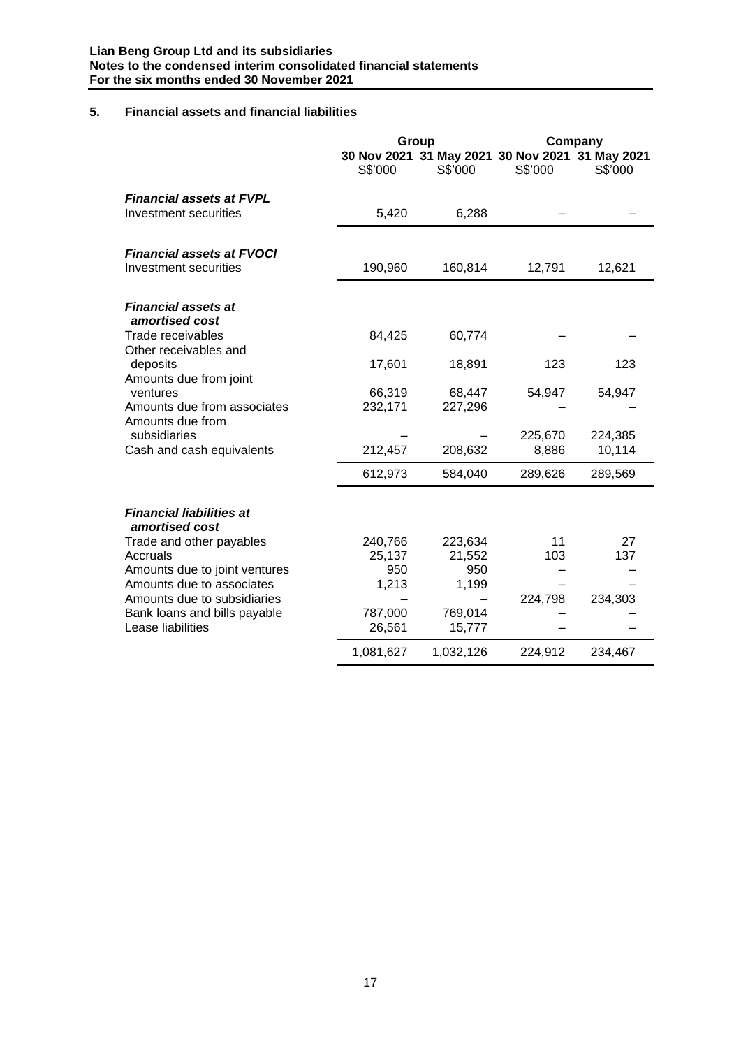## 5. Financial assets and financial liabilities

| | Group | | Company | |
|---|---|---|---|---|
| | 30 Nov 2021 | 31 May 2021 | 30 Nov 2021 | 31 May 2021 |
| | S$'000 | S$'000 | S$'000 | S$'000 |
| ***Financial assets at FVPL*** | | | | |
| Investment securities | 5,420 | 6,288 | – | – |
| ***Financial assets at FVOCI*** | | | | |
| Investment securities | 190,960 | 160,814 | 12,791 | 12,621 |
| ***Financial assets at amortised cost*** | | | | |
| Trade receivables | 84,425 | 60,774 | – | – |
| Other receivables and deposits | 17,601 | 18,891 | 123 | 123 |
| Amounts due from joint ventures | 66,319 | 68,447 | 54,947 | 54,947 |
| Amounts due from associates | 232,171 | 227,296 | – | – |
| Amounts due from subsidiaries | – | – | 225,670 | 224,385 |
| Cash and cash equivalents | 212,457 | 208,632 | 8,886 | 10,114 |
| | 612,973 | 584,040 | 289,626 | 289,569 |
| ***Financial liabilities at amortised cost*** | | | | |
| Trade and other payables | 240,766 | 223,634 | 11 | 27 |
| Accruals | 25,137 | 21,552 | 103 | 137 |
| Amounts due to joint ventures | 950 | 950 | – | – |
| Amounts due to associates | 1,213 | 1,199 | – | – |
| Amounts due to subsidiaries | – | – | 224,798 | 234,303 |
| Bank loans and bills payable | 787,000 | 769,014 | – | – |
| Lease liabilities | 26,561 | 15,777 | – | – |
| | 1,081,627 | 1,032,126 | 224,912 | 234,467 |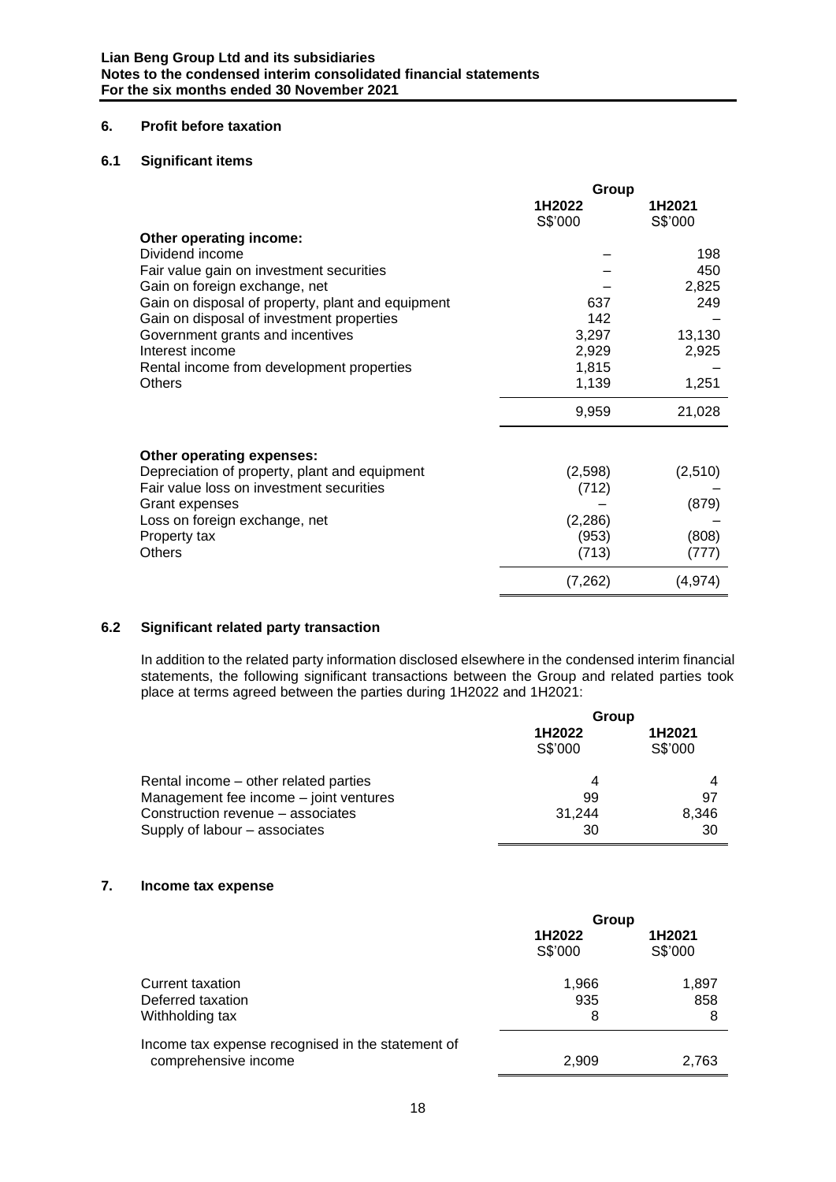## 6. Profit before taxation

### 6.1 Significant items

| | Group | |
|---|---|---|
| | 1H2022 | 1H2021 |
| | S$'000 | S$'000 |
| **Other operating income:** | | |
| Dividend income | – | 198 |
| Fair value gain on investment securities | – | 450 |
| Gain on foreign exchange, net | – | 2,825 |
| Gain on disposal of property, plant and equipment | 637 | 249 |
| Gain on disposal of investment properties | 142 | – |
| Government grants and incentives | 3,297 | 13,130 |
| Interest income | 2,929 | 2,925 |
| Rental income from development properties | 1,815 | – |
| Others | 1,139 | 1,251 |
| | 9,959 | 21,028 |
| **Other operating expenses:** | | |
| Depreciation of property, plant and equipment | (2,598) | (2,510) |
| Fair value loss on investment securities | (712) | – |
| Grant expenses | – | (879) |
| Loss on foreign exchange, net | (2,286) | – |
| Property tax | (953) | (808) |
| Others | (713) | (777) |
| | (7,262) | (4,974) |

### 6.2 Significant related party transaction

In addition to the related party information disclosed elsewhere in the condensed interim financial statements, the following significant transactions between the Group and related parties took place at terms agreed between the parties during 1H2022 and 1H2021:

| | Group | |
|---|---|---|
| | 1H2022 | 1H2021 |
| | S$'000 | S$'000 |
| Rental income – other related parties | 4 | 4 |
| Management fee income – joint ventures | 99 | 97 |
| Construction revenue – associates | 31,244 | 8,346 |
| Supply of labour – associates | 30 | 30 |

## 7. Income tax expense

| | Group | |
|---|---|---|
| | 1H2022 | 1H2021 |
| | S$'000 | S$'000 |
| Current taxation | 1,966 | 1,897 |
| Deferred taxation | 935 | 858 |
| Withholding tax | 8 | 8 |
| Income tax expense recognised in the statement of comprehensive income | 2,909 | 2,763 |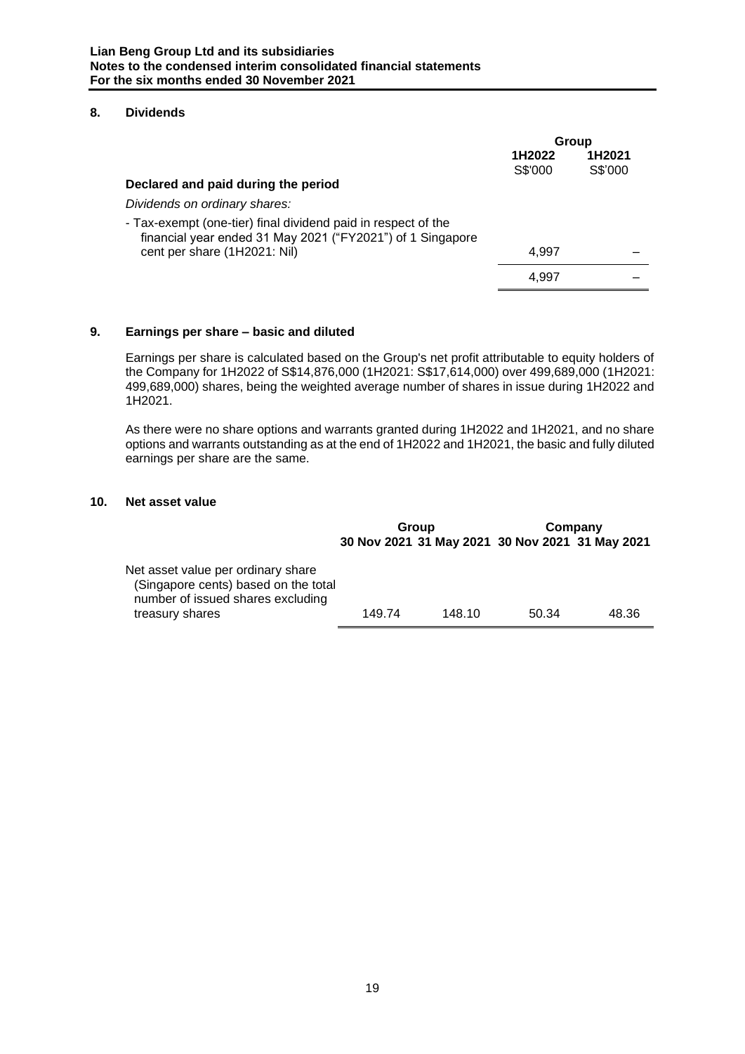## 8. Dividends

| | Group | |
|---|---|---|
| | 1H2022 | 1H2021 |
| | S$'000 | S$'000 |
| **Declared and paid during the period** | | |
| *Dividends on ordinary shares:* | | |
| - Tax-exempt (one-tier) final dividend paid in respect of the financial year ended 31 May 2021 ("FY2021") of 1 Singapore cent per share (1H2021: Nil) | 4,997 | – |
| | 4,997 | – |

## 9. Earnings per share – basic and diluted

Earnings per share is calculated based on the Group's net profit attributable to equity holders of the Company for 1H2022 of S$14,876,000 (1H2021: S$17,614,000) over 499,689,000 (1H2021: 499,689,000) shares, being the weighted average number of shares in issue during 1H2022 and 1H2021.

As there were no share options and warrants granted during 1H2022 and 1H2021, and no share options and warrants outstanding as at the end of 1H2022 and 1H2021, the basic and fully diluted earnings per share are the same.

## 10. Net asset value

| | Group | | Company | |
|---|---|---|---|---|
| | 30 Nov 2021 | 31 May 2021 | 30 Nov 2021 | 31 May 2021 |
| Net asset value per ordinary share (Singapore cents) based on the total number of issued shares excluding treasury shares | 149.74 | 148.10 | 50.34 | 48.36 |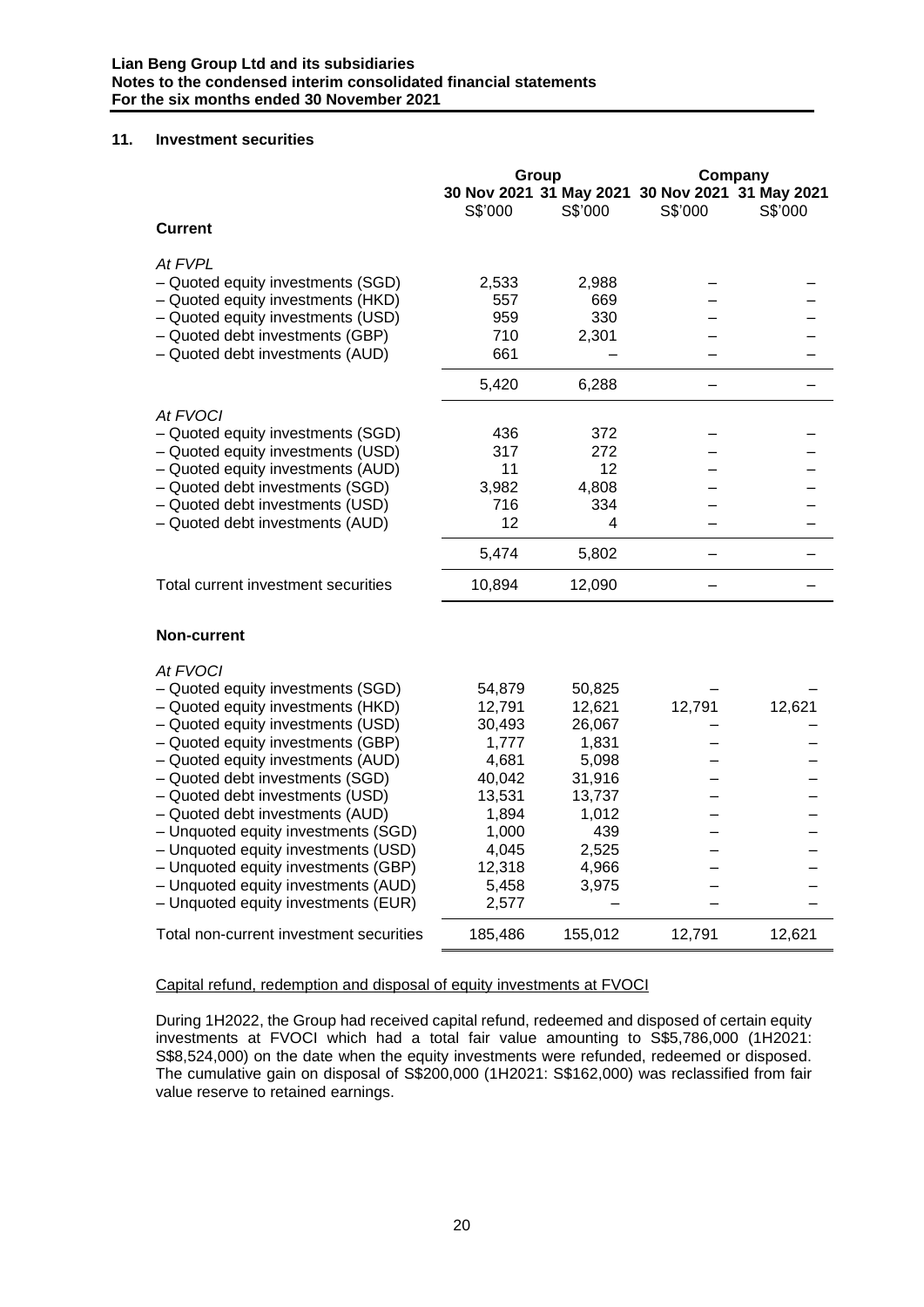## 11. Investment securities

| | Group | | Company | |
|---|---|---|---|---|
| | 30 Nov 2021 | 31 May 2021 | 30 Nov 2021 | 31 May 2021 |
| | S$'000 | S$'000 | S$'000 | S$'000 |
| **Current** | | | | |
| *At FVPL* | | | | |
| – Quoted equity investments (SGD) | 2,533 | 2,988 | – | – |
| – Quoted equity investments (HKD) | 557 | 669 | – | – |
| – Quoted equity investments (USD) | 959 | 330 | – | – |
| – Quoted debt investments (GBP) | 710 | 2,301 | – | – |
| – Quoted debt investments (AUD) | 661 | – | – | – |
| | 5,420 | 6,288 | – | – |
| *At FVOCI* | | | | |
| – Quoted equity investments (SGD) | 436 | 372 | – | – |
| – Quoted equity investments (USD) | 317 | 272 | – | – |
| – Quoted equity investments (AUD) | 11 | 12 | – | – |
| – Quoted debt investments (SGD) | 3,982 | 4,808 | – | – |
| – Quoted debt investments (USD) | 716 | 334 | – | – |
| – Quoted debt investments (AUD) | 12 | 4 | – | – |
| | 5,474 | 5,802 | – | – |
| Total current investment securities | 10,894 | 12,090 | – | – |
| **Non-current** | | | | |
| *At FVOCI* | | | | |
| – Quoted equity investments (SGD) | 54,879 | 50,825 | – | – |
| – Quoted equity investments (HKD) | 12,791 | 12,621 | 12,791 | 12,621 |
| – Quoted equity investments (USD) | 30,493 | 26,067 | – | – |
| – Quoted equity investments (GBP) | 1,777 | 1,831 | – | – |
| – Quoted equity investments (AUD) | 4,681 | 5,098 | – | – |
| – Quoted debt investments (SGD) | 40,042 | 31,916 | – | – |
| – Quoted debt investments (USD) | 13,531 | 13,737 | – | – |
| – Quoted debt investments (AUD) | 1,894 | 1,012 | – | – |
| – Unquoted equity investments (SGD) | 1,000 | 439 | – | – |
| – Unquoted equity investments (USD) | 4,045 | 2,525 | – | – |
| – Unquoted equity investments (GBP) | 12,318 | 4,966 | – | – |
| – Unquoted equity investments (AUD) | 5,458 | 3,975 | – | – |
| – Unquoted equity investments (EUR) | 2,577 | – | – | – |
| Total non-current investment securities | 185,486 | 155,012 | 12,791 | 12,621 |

Capital refund, redemption and disposal of equity investments at FVOCI

During 1H2022, the Group had received capital refund, redeemed and disposed of certain equity investments at FVOCI which had a total fair value amounting to S$5,786,000 (1H2021: S$8,524,000) on the date when the equity investments were refunded, redeemed or disposed. The cumulative gain on disposal of S$200,000 (1H2021: S$162,000) was reclassified from fair value reserve to retained earnings.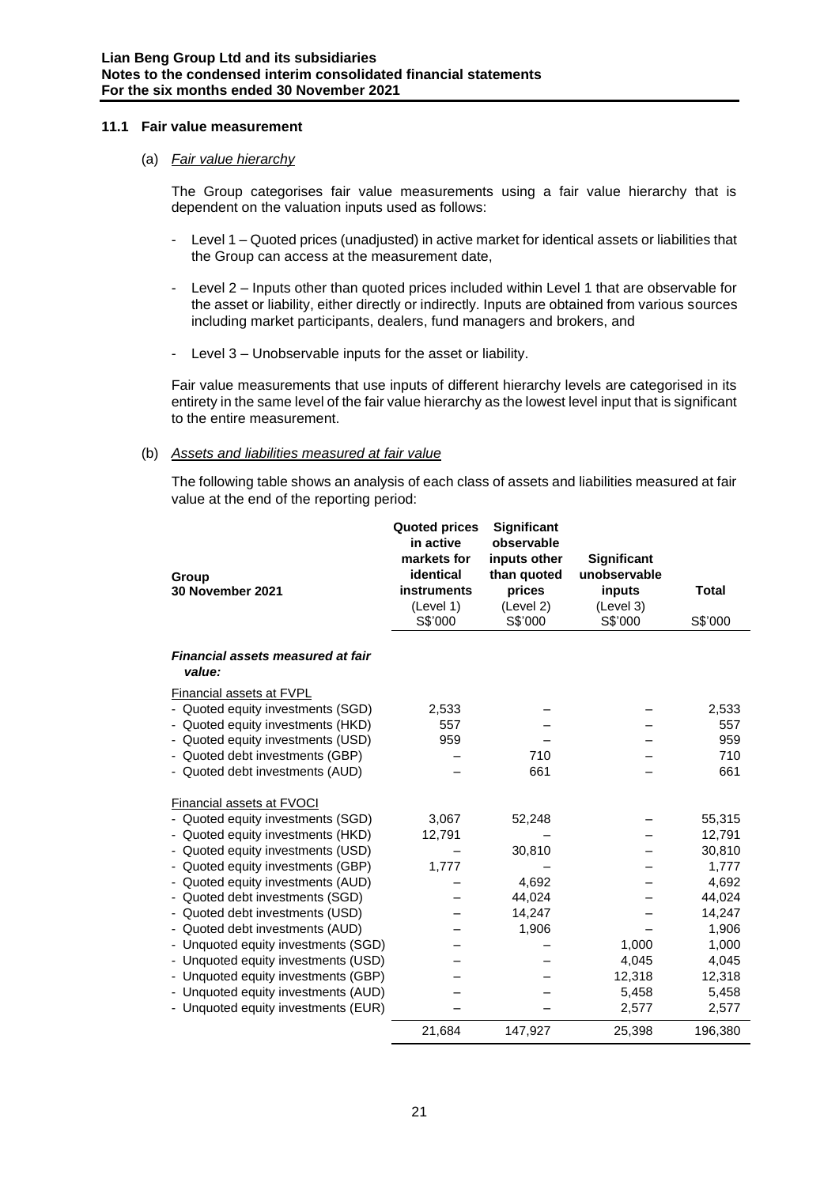### 11.1 Fair value measurement

(a) *Fair value hierarchy*

The Group categorises fair value measurements using a fair value hierarchy that is dependent on the valuation inputs used as follows:

- Level 1 – Quoted prices (unadjusted) in active market for identical assets or liabilities that the Group can access at the measurement date,
- Level 2 – Inputs other than quoted prices included within Level 1 that are observable for the asset or liability, either directly or indirectly. Inputs are obtained from various sources including market participants, dealers, fund managers and brokers, and
- Level 3 – Unobservable inputs for the asset or liability.

Fair value measurements that use inputs of different hierarchy levels are categorised in its entirety in the same level of the fair value hierarchy as the lowest level input that is significant to the entire measurement.

(b) *Assets and liabilities measured at fair value*

The following table shows an analysis of each class of assets and liabilities measured at fair value at the end of the reporting period:

| **Group 30 November 2021** | **Quoted prices in active markets for identical instruments** (Level 1) S$'000 | **Significant observable inputs other than quoted prices** (Level 2) S$'000 | **Significant unobservable inputs** (Level 3) S$'000 | **Total** S$'000 |
|---|---|---|---|---|
| ***Financial assets measured at fair value:*** | | | | |
| Financial assets at FVPL | | | | |
| - Quoted equity investments (SGD) | 2,533 | – | – | 2,533 |
| - Quoted equity investments (HKD) | 557 | – | – | 557 |
| - Quoted equity investments (USD) | 959 | – | – | 959 |
| - Quoted debt investments (GBP) | – | 710 | – | 710 |
| - Quoted debt investments (AUD) | – | 661 | – | 661 |
| Financial assets at FVOCI | | | | |
| - Quoted equity investments (SGD) | 3,067 | 52,248 | – | 55,315 |
| - Quoted equity investments (HKD) | 12,791 | – | – | 12,791 |
| - Quoted equity investments (USD) | – | 30,810 | – | 30,810 |
| - Quoted equity investments (GBP) | 1,777 | – | – | 1,777 |
| - Quoted equity investments (AUD) | – | 4,692 | – | 4,692 |
| - Quoted debt investments (SGD) | – | 44,024 | – | 44,024 |
| - Quoted debt investments (USD) | – | 14,247 | – | 14,247 |
| - Quoted debt investments (AUD) | – | 1,906 | – | 1,906 |
| - Unquoted equity investments (SGD) | – | – | 1,000 | 1,000 |
| - Unquoted equity investments (USD) | – | – | 4,045 | 4,045 |
| - Unquoted equity investments (GBP) | – | – | 12,318 | 12,318 |
| - Unquoted equity investments (AUD) | – | – | 5,458 | 5,458 |
| - Unquoted equity investments (EUR) | – | – | 2,577 | 2,577 |
| | 21,684 | 147,927 | 25,398 | 196,380 |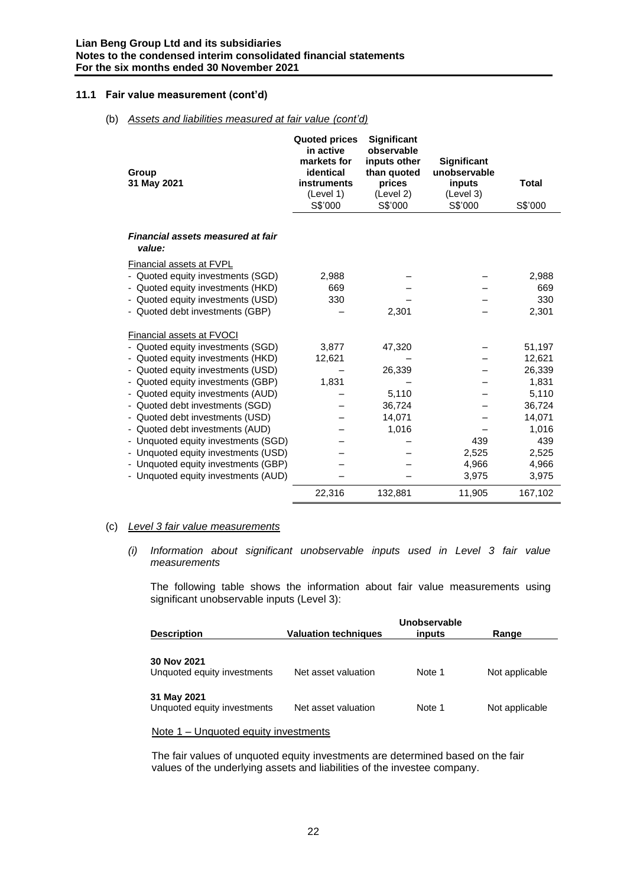### 11.1 Fair value measurement (cont'd)

(b) *Assets and liabilities measured at fair value (cont'd)*

| Group<br>31 May 2021 | Quoted prices in active markets for identical instruments (Level 1)<br>S$'000 | Significant observable inputs other than quoted prices (Level 2)<br>S$'000 | Significant unobservable inputs (Level 3)<br>S$'000 | Total<br>S$'000 |
|---|---|---|---|---|
| ***Financial assets measured at fair value:*** | | | | |
| Financial assets at FVPL | | | | |
| - Quoted equity investments (SGD) | 2,988 | – | – | 2,988 |
| - Quoted equity investments (HKD) | 669 | – | – | 669 |
| - Quoted equity investments (USD) | 330 | – | – | 330 |
| - Quoted debt investments (GBP) | – | 2,301 | – | 2,301 |
| Financial assets at FVOCI | | | | |
| - Quoted equity investments (SGD) | 3,877 | 47,320 | – | 51,197 |
| - Quoted equity investments (HKD) | 12,621 | – | – | 12,621 |
| - Quoted equity investments (USD) | – | 26,339 | – | 26,339 |
| - Quoted equity investments (GBP) | 1,831 | – | – | 1,831 |
| - Quoted equity investments (AUD) | – | 5,110 | – | 5,110 |
| - Quoted debt investments (SGD) | – | 36,724 | – | 36,724 |
| - Quoted debt investments (USD) | – | 14,071 | – | 14,071 |
| - Quoted debt investments (AUD) | – | 1,016 | – | 1,016 |
| - Unquoted equity investments (SGD) | – | – | 439 | 439 |
| - Unquoted equity investments (USD) | – | – | 2,525 | 2,525 |
| - Unquoted equity investments (GBP) | – | – | 4,966 | 4,966 |
| - Unquoted equity investments (AUD) | – | – | 3,975 | 3,975 |
| | 22,316 | 132,881 | 11,905 | 167,102 |

(c) *Level 3 fair value measurements*

*(i) Information about significant unobservable inputs used in Level 3 fair value measurements*

The following table shows the information about fair value measurements using significant unobservable inputs (Level 3):

| Description | Valuation techniques | Unobservable inputs | Range |
|---|---|---|---|
| **30 Nov 2021** | | | |
| Unquoted equity investments | Net asset valuation | Note 1 | Not applicable |
| **31 May 2021** | | | |
| Unquoted equity investments | Net asset valuation | Note 1 | Not applicable |

Note 1 – Unquoted equity investments

The fair values of unquoted equity investments are determined based on the fair values of the underlying assets and liabilities of the investee company.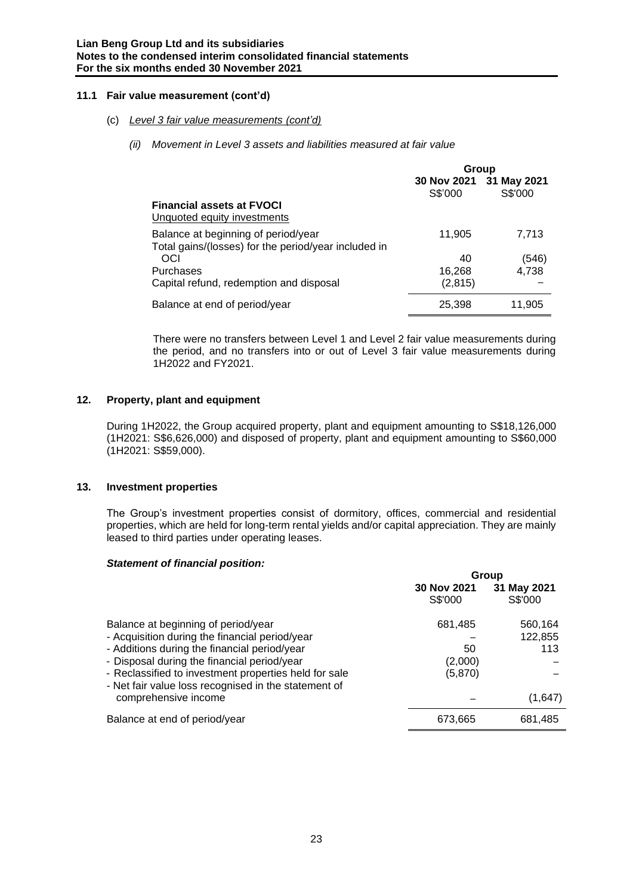### 11.1 Fair value measurement (cont'd)

(c) *Level 3 fair value measurements (cont'd)*

*(ii) Movement in Level 3 assets and liabilities measured at fair value*

| | Group | |
|---|---|---|
| | **30 Nov 2021** S$'000 | **31 May 2021** S$'000 |
| **Financial assets at FVOCI** | | |
| Unquoted equity investments | | |
| Balance at beginning of period/year | 11,905 | 7,713 |
| Total gains/(losses) for the period/year included in OCI | 40 | (546) |
| Purchases | 16,268 | 4,738 |
| Capital refund, redemption and disposal | (2,815) | – |
| Balance at end of period/year | 25,398 | 11,905 |

There were no transfers between Level 1 and Level 2 fair value measurements during the period, and no transfers into or out of Level 3 fair value measurements during 1H2022 and FY2021.

## 12. Property, plant and equipment

During 1H2022, the Group acquired property, plant and equipment amounting to S$18,126,000 (1H2021: S$6,626,000) and disposed of property, plant and equipment amounting to S$60,000 (1H2021: S$59,000).

## 13. Investment properties

The Group's investment properties consist of dormitory, offices, commercial and residential properties, which are held for long-term rental yields and/or capital appreciation. They are mainly leased to third parties under operating leases.

***Statement of financial position:***

| | Group | |
|---|---|---|
| | **30 Nov 2021** S$'000 | **31 May 2021** S$'000 |
| Balance at beginning of period/year | 681,485 | 560,164 |
| - Acquisition during the financial period/year | – | 122,855 |
| - Additions during the financial period/year | 50 | 113 |
| - Disposal during the financial period/year | (2,000) | – |
| - Reclassified to investment properties held for sale | (5,870) | – |
| - Net fair value loss recognised in the statement of comprehensive income | – | (1,647) |
| Balance at end of period/year | 673,665 | 681,485 |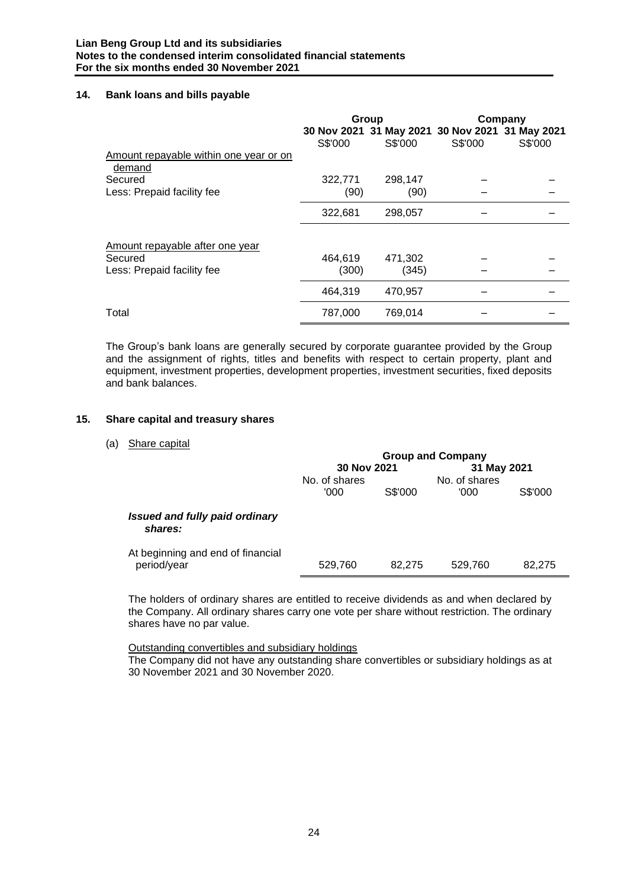## 14. Bank loans and bills payable

| | Group | | Company | |
|---|---|---|---|---|
| | 30 Nov 2021 | 31 May 2021 | 30 Nov 2021 | 31 May 2021 |
| | S$'000 | S$'000 | S$'000 | S$'000 |
| Amount repayable within one year or on demand | | | | |
| Secured | 322,771 | 298,147 | – | – |
| Less: Prepaid facility fee | (90) | (90) | – | – |
| | 322,681 | 298,057 | – | – |
| Amount repayable after one year | | | | |
| Secured | 464,619 | 471,302 | – | – |
| Less: Prepaid facility fee | (300) | (345) | – | – |
| | 464,319 | 470,957 | – | – |
| Total | 787,000 | 769,014 | – | – |

The Group's bank loans are generally secured by corporate guarantee provided by the Group and the assignment of rights, titles and benefits with respect to certain property, plant and equipment, investment properties, development properties, investment securities, fixed deposits and bank balances.

## 15. Share capital and treasury shares

(a) Share capital

| | Group and Company | | | |
|---|---|---|---|---|
| | 30 Nov 2021 | | 31 May 2021 | |
| | No. of shares '000 | S$'000 | No. of shares '000 | S$'000 |
| ***Issued and fully paid ordinary shares:*** | | | | |
| At beginning and end of financial period/year | 529,760 | 82,275 | 529,760 | 82,275 |

The holders of ordinary shares are entitled to receive dividends as and when declared by the Company. All ordinary shares carry one vote per share without restriction. The ordinary shares have no par value.

Outstanding convertibles and subsidiary holdings

The Company did not have any outstanding share convertibles or subsidiary holdings as at 30 November 2021 and 30 November 2020.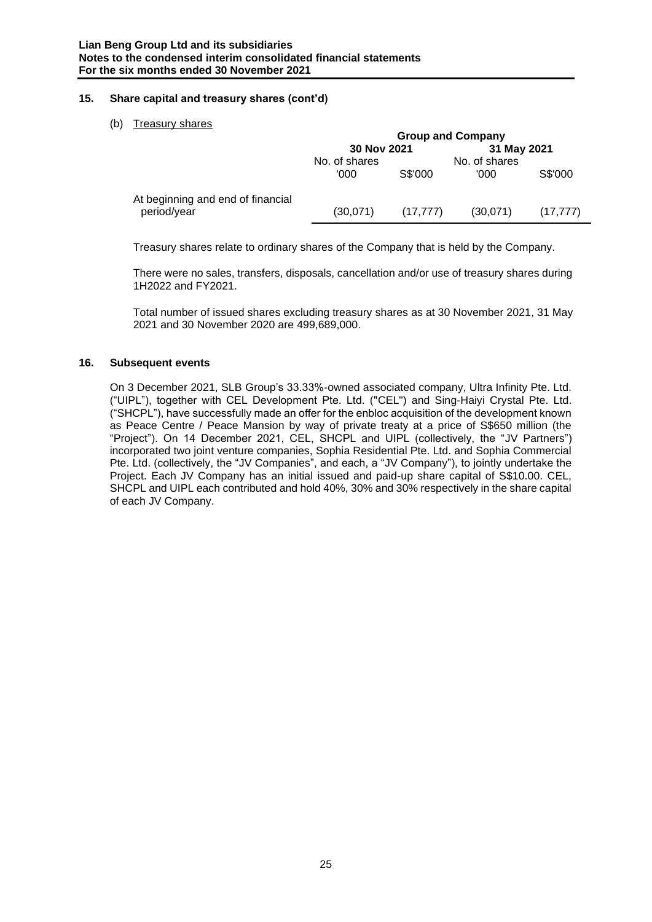## 15. Share capital and treasury shares (cont'd)

(b) Treasury shares

| | Group and Company | | | |
|---|---|---|---|---|
| | 30 Nov 2021 | | 31 May 2021 | |
| | No. of shares '000 | S$'000 | No. of shares '000 | S$'000 |
| At beginning and end of financial period/year | (30,071) | (17,777) | (30,071) | (17,777) |

Treasury shares relate to ordinary shares of the Company that is held by the Company.

There were no sales, transfers, disposals, cancellation and/or use of treasury shares during 1H2022 and FY2021.

Total number of issued shares excluding treasury shares as at 30 November 2021, 31 May 2021 and 30 November 2020 are 499,689,000.

## 16. Subsequent events

On 3 December 2021, SLB Group's 33.33%-owned associated company, Ultra Infinity Pte. Ltd. ("UIPL"), together with CEL Development Pte. Ltd. ("CEL") and Sing-Haiyi Crystal Pte. Ltd. ("SHCPL"), have successfully made an offer for the enbloc acquisition of the development known as Peace Centre / Peace Mansion by way of private treaty at a price of S$650 million (the "Project"). On 14 December 2021, CEL, SHCPL and UIPL (collectively, the "JV Partners") incorporated two joint venture companies, Sophia Residential Pte. Ltd. and Sophia Commercial Pte. Ltd. (collectively, the "JV Companies", and each, a "JV Company"), to jointly undertake the Project. Each JV Company has an initial issued and paid-up share capital of S$10.00. CEL, SHCPL and UIPL each contributed and hold 40%, 30% and 30% respectively in the share capital of each JV Company.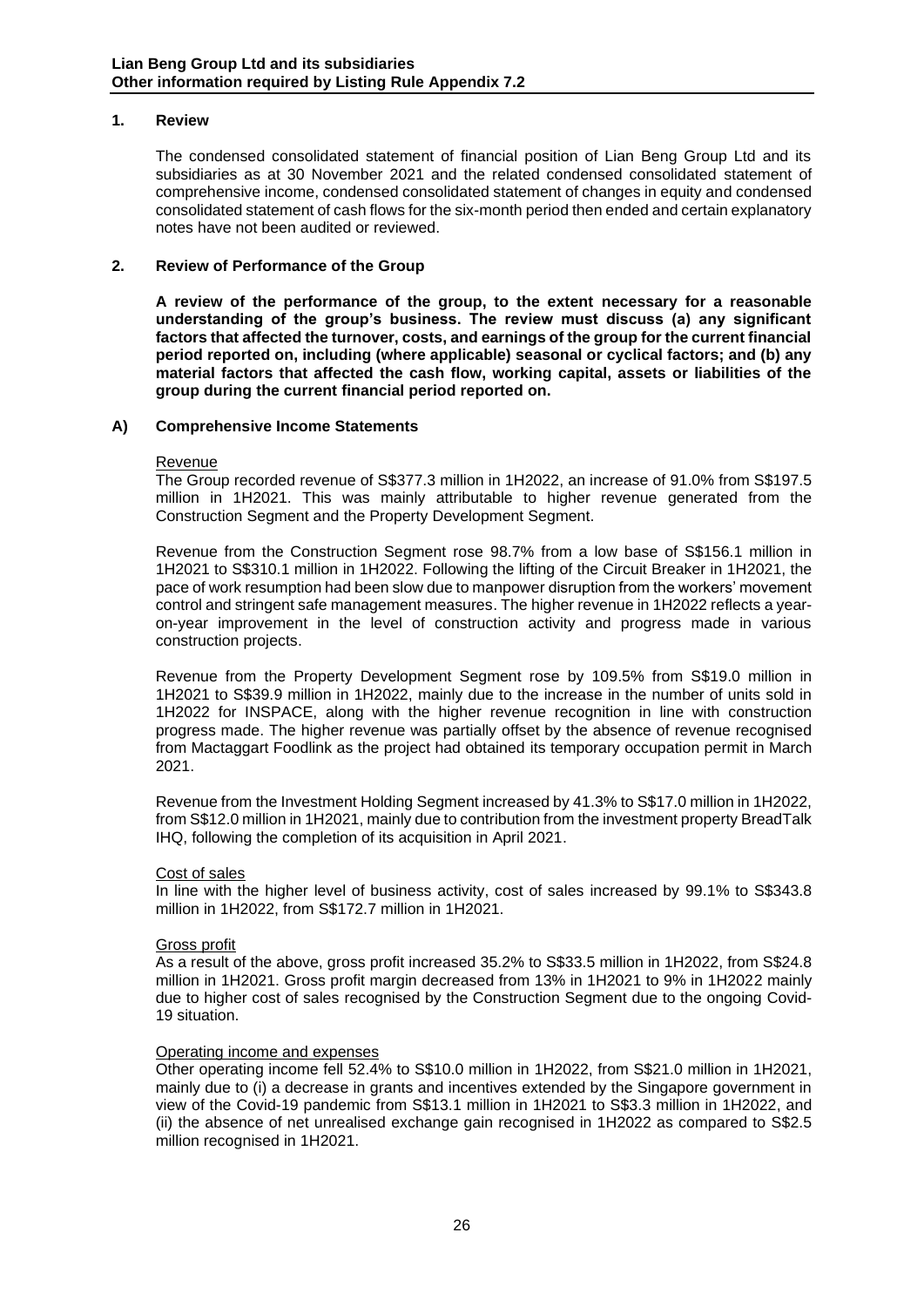## 1. Review

The condensed consolidated statement of financial position of Lian Beng Group Ltd and its subsidiaries as at 30 November 2021 and the related condensed consolidated statement of comprehensive income, condensed consolidated statement of changes in equity and condensed consolidated statement of cash flows for the six-month period then ended and certain explanatory notes have not been audited or reviewed.

## 2. Review of Performance of the Group

**A review of the performance of the group, to the extent necessary for a reasonable understanding of the group's business. The review must discuss (a) any significant factors that affected the turnover, costs, and earnings of the group for the current financial period reported on, including (where applicable) seasonal or cyclical factors; and (b) any material factors that affected the cash flow, working capital, assets or liabilities of the group during the current financial period reported on.**

### A) Comprehensive Income Statements

Revenue

The Group recorded revenue of S$377.3 million in 1H2022, an increase of 91.0% from S$197.5 million in 1H2021. This was mainly attributable to higher revenue generated from the Construction Segment and the Property Development Segment.

Revenue from the Construction Segment rose 98.7% from a low base of S$156.1 million in 1H2021 to S$310.1 million in 1H2022. Following the lifting of the Circuit Breaker in 1H2021, the pace of work resumption had been slow due to manpower disruption from the workers' movement control and stringent safe management measures. The higher revenue in 1H2022 reflects a year-on-year improvement in the level of construction activity and progress made in various construction projects.

Revenue from the Property Development Segment rose by 109.5% from S$19.0 million in 1H2021 to S$39.9 million in 1H2022, mainly due to the increase in the number of units sold in 1H2022 for INSPACE, along with the higher revenue recognition in line with construction progress made. The higher revenue was partially offset by the absence of revenue recognised from Mactaggart Foodlink as the project had obtained its temporary occupation permit in March 2021.

Revenue from the Investment Holding Segment increased by 41.3% to S$17.0 million in 1H2022, from S$12.0 million in 1H2021, mainly due to contribution from the investment property BreadTalk IHQ, following the completion of its acquisition in April 2021.

Cost of sales

In line with the higher level of business activity, cost of sales increased by 99.1% to S$343.8 million in 1H2022, from S$172.7 million in 1H2021.

Gross profit

As a result of the above, gross profit increased 35.2% to S$33.5 million in 1H2022, from S$24.8 million in 1H2021. Gross profit margin decreased from 13% in 1H2021 to 9% in 1H2022 mainly due to higher cost of sales recognised by the Construction Segment due to the ongoing Covid-19 situation.

Operating income and expenses

Other operating income fell 52.4% to S$10.0 million in 1H2022, from S$21.0 million in 1H2021, mainly due to (i) a decrease in grants and incentives extended by the Singapore government in view of the Covid-19 pandemic from S$13.1 million in 1H2021 to S$3.3 million in 1H2022, and (ii) the absence of net unrealised exchange gain recognised in 1H2022 as compared to S$2.5 million recognised in 1H2021.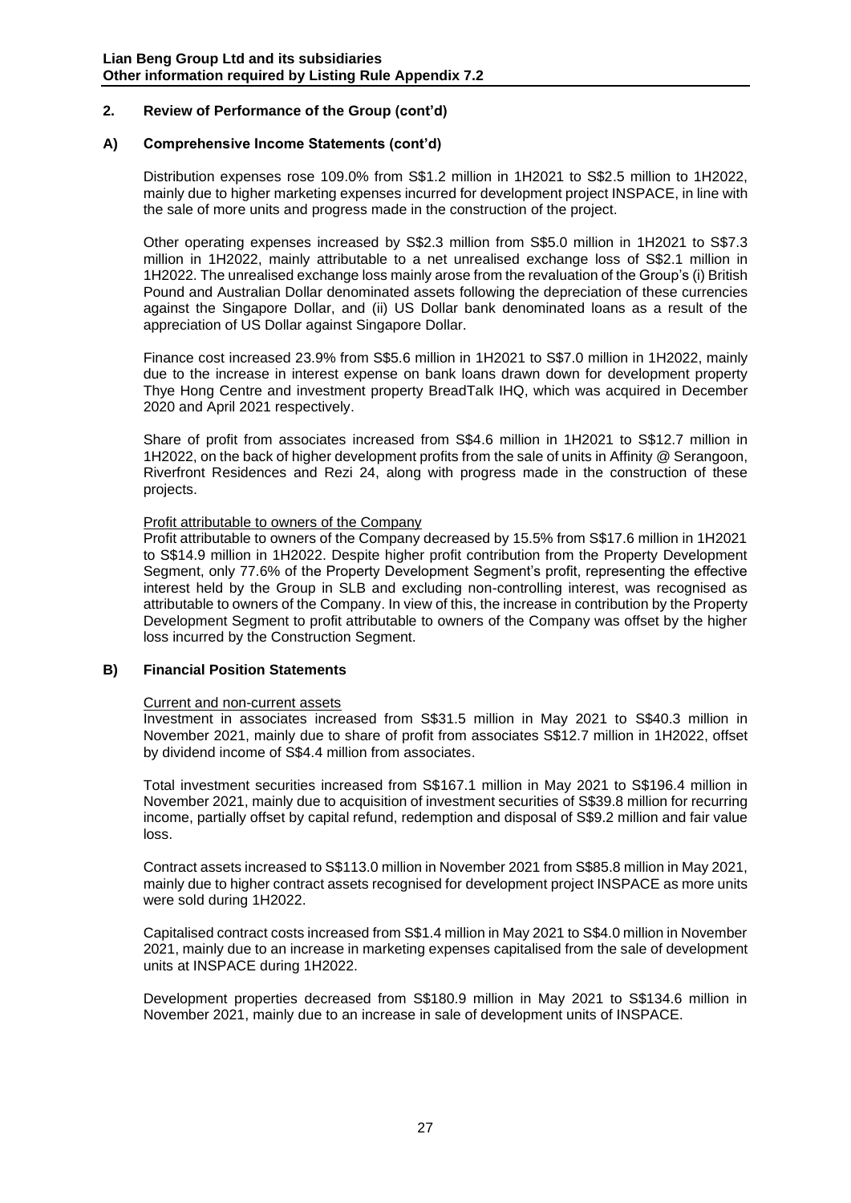## 2. Review of Performance of the Group (cont'd)

### A) Comprehensive Income Statements (cont'd)

Distribution expenses rose 109.0% from S$1.2 million in 1H2021 to S$2.5 million to 1H2022, mainly due to higher marketing expenses incurred for development project INSPACE, in line with the sale of more units and progress made in the construction of the project.

Other operating expenses increased by S$2.3 million from S$5.0 million in 1H2021 to S$7.3 million in 1H2022, mainly attributable to a net unrealised exchange loss of S$2.1 million in 1H2022. The unrealised exchange loss mainly arose from the revaluation of the Group's (i) British Pound and Australian Dollar denominated assets following the depreciation of these currencies against the Singapore Dollar, and (ii) US Dollar bank denominated loans as a result of the appreciation of US Dollar against Singapore Dollar.

Finance cost increased 23.9% from S$5.6 million in 1H2021 to S$7.0 million in 1H2022, mainly due to the increase in interest expense on bank loans drawn down for development property Thye Hong Centre and investment property BreadTalk IHQ, which was acquired in December 2020 and April 2021 respectively.

Share of profit from associates increased from S$4.6 million in 1H2021 to S$12.7 million in 1H2022, on the back of higher development profits from the sale of units in Affinity @ Serangoon, Riverfront Residences and Rezi 24, along with progress made in the construction of these projects.

<u>Profit attributable to owners of the Company</u>

Profit attributable to owners of the Company decreased by 15.5% from S$17.6 million in 1H2021 to S$14.9 million in 1H2022. Despite higher profit contribution from the Property Development Segment, only 77.6% of the Property Development Segment's profit, representing the effective interest held by the Group in SLB and excluding non-controlling interest, was recognised as attributable to owners of the Company. In view of this, the increase in contribution by the Property Development Segment to profit attributable to owners of the Company was offset by the higher loss incurred by the Construction Segment.

### B) Financial Position Statements

<u>Current and non-current assets</u>

Investment in associates increased from S$31.5 million in May 2021 to S$40.3 million in November 2021, mainly due to share of profit from associates S$12.7 million in 1H2022, offset by dividend income of S$4.4 million from associates.

Total investment securities increased from S$167.1 million in May 2021 to S$196.4 million in November 2021, mainly due to acquisition of investment securities of S$39.8 million for recurring income, partially offset by capital refund, redemption and disposal of S$9.2 million and fair value loss.

Contract assets increased to S$113.0 million in November 2021 from S$85.8 million in May 2021, mainly due to higher contract assets recognised for development project INSPACE as more units were sold during 1H2022.

Capitalised contract costs increased from S$1.4 million in May 2021 to S$4.0 million in November 2021, mainly due to an increase in marketing expenses capitalised from the sale of development units at INSPACE during 1H2022.

Development properties decreased from S$180.9 million in May 2021 to S$134.6 million in November 2021, mainly due to an increase in sale of development units of INSPACE.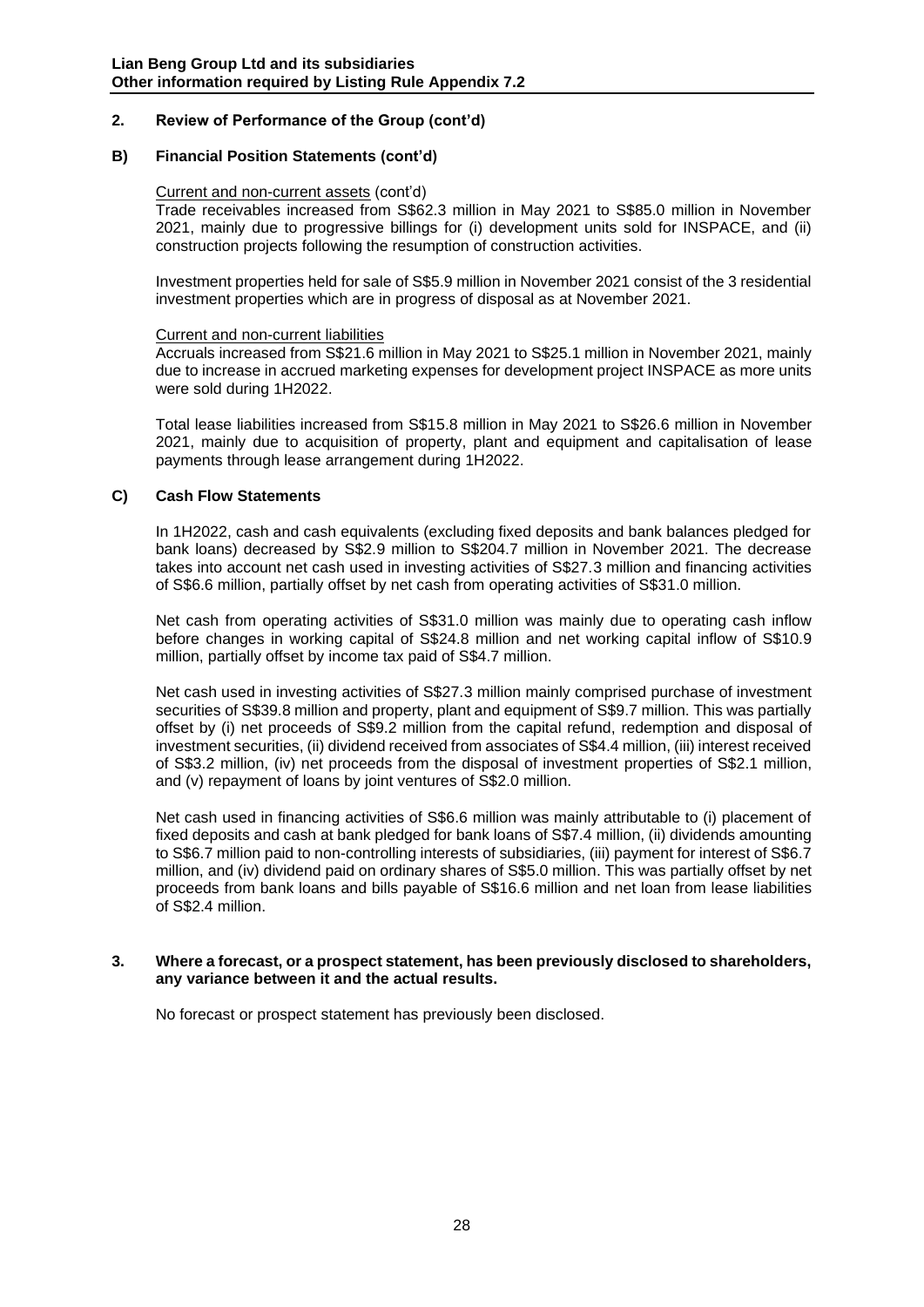## 2. Review of Performance of the Group (cont'd)

### B) Financial Position Statements (cont'd)

Current and non-current assets (cont'd)

Trade receivables increased from S$62.3 million in May 2021 to S$85.0 million in November 2021, mainly due to progressive billings for (i) development units sold for INSPACE, and (ii) construction projects following the resumption of construction activities.

Investment properties held for sale of S$5.9 million in November 2021 consist of the 3 residential investment properties which are in progress of disposal as at November 2021.

Current and non-current liabilities

Accruals increased from S$21.6 million in May 2021 to S$25.1 million in November 2021, mainly due to increase in accrued marketing expenses for development project INSPACE as more units were sold during 1H2022.

Total lease liabilities increased from S$15.8 million in May 2021 to S$26.6 million in November 2021, mainly due to acquisition of property, plant and equipment and capitalisation of lease payments through lease arrangement during 1H2022.

### C) Cash Flow Statements

In 1H2022, cash and cash equivalents (excluding fixed deposits and bank balances pledged for bank loans) decreased by S$2.9 million to S$204.7 million in November 2021. The decrease takes into account net cash used in investing activities of S$27.3 million and financing activities of S$6.6 million, partially offset by net cash from operating activities of S$31.0 million.

Net cash from operating activities of S$31.0 million was mainly due to operating cash inflow before changes in working capital of S$24.8 million and net working capital inflow of S$10.9 million, partially offset by income tax paid of S$4.7 million.

Net cash used in investing activities of S$27.3 million mainly comprised purchase of investment securities of S$39.8 million and property, plant and equipment of S$9.7 million. This was partially offset by (i) net proceeds of S$9.2 million from the capital refund, redemption and disposal of investment securities, (ii) dividend received from associates of S$4.4 million, (iii) interest received of S$3.2 million, (iv) net proceeds from the disposal of investment properties of S$2.1 million, and (v) repayment of loans by joint ventures of S$2.0 million.

Net cash used in financing activities of S$6.6 million was mainly attributable to (i) placement of fixed deposits and cash at bank pledged for bank loans of S$7.4 million, (ii) dividends amounting to S$6.7 million paid to non-controlling interests of subsidiaries, (iii) payment for interest of S$6.7 million, and (iv) dividend paid on ordinary shares of S$5.0 million. This was partially offset by net proceeds from bank loans and bills payable of S$16.6 million and net loan from lease liabilities of S$2.4 million.

## 3. Where a forecast, or a prospect statement, has been previously disclosed to shareholders, any variance between it and the actual results.

No forecast or prospect statement has previously been disclosed.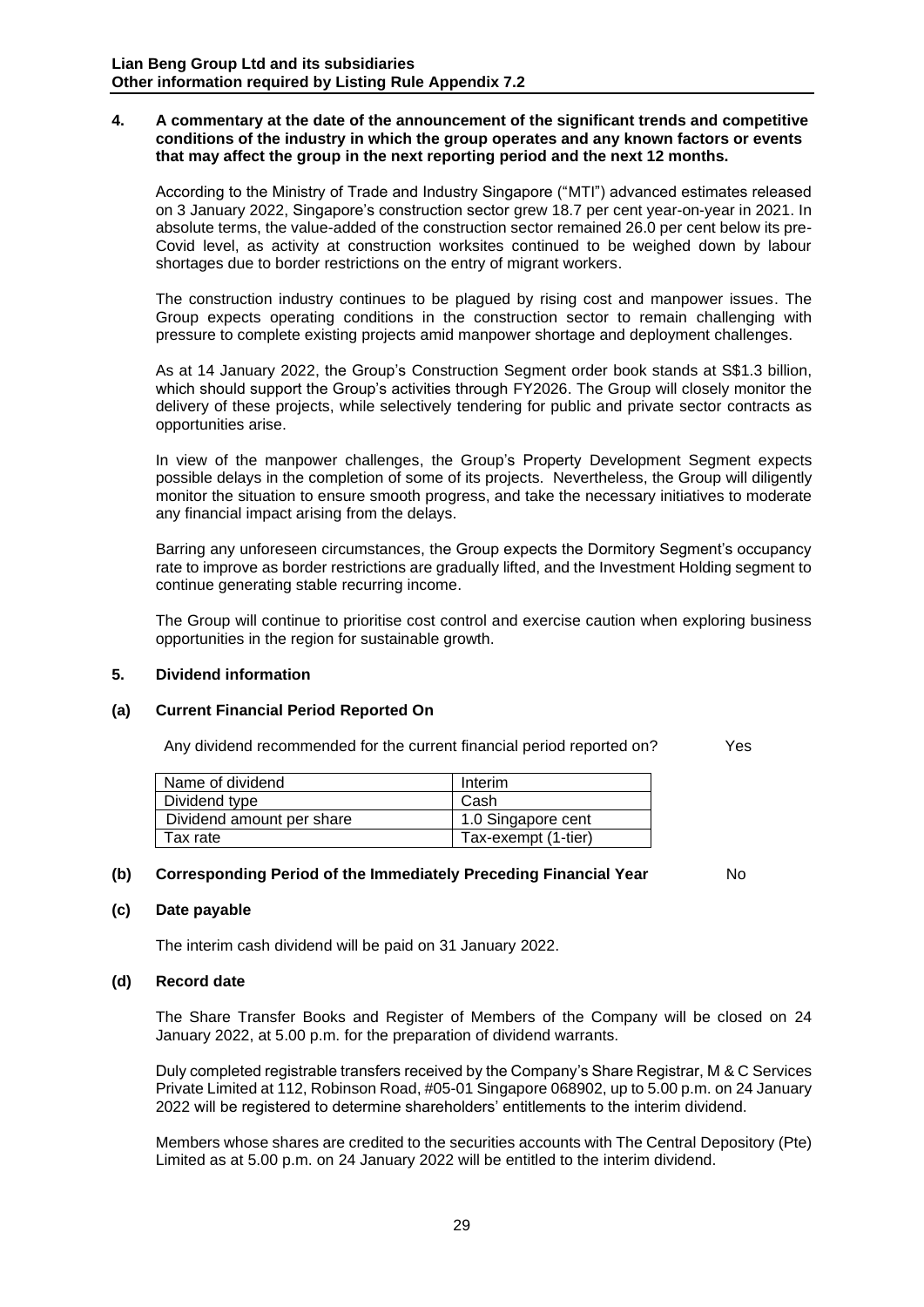**4. A commentary at the date of the announcement of the significant trends and competitive conditions of the industry in which the group operates and any known factors or events that may affect the group in the next reporting period and the next 12 months.**

According to the Ministry of Trade and Industry Singapore ("MTI") advanced estimates released on 3 January 2022, Singapore's construction sector grew 18.7 per cent year-on-year in 2021. In absolute terms, the value-added of the construction sector remained 26.0 per cent below its pre-Covid level, as activity at construction worksites continued to be weighed down by labour shortages due to border restrictions on the entry of migrant workers.

The construction industry continues to be plagued by rising cost and manpower issues. The Group expects operating conditions in the construction sector to remain challenging with pressure to complete existing projects amid manpower shortage and deployment challenges.

As at 14 January 2022, the Group's Construction Segment order book stands at S$1.3 billion, which should support the Group's activities through FY2026. The Group will closely monitor the delivery of these projects, while selectively tendering for public and private sector contracts as opportunities arise.

In view of the manpower challenges, the Group's Property Development Segment expects possible delays in the completion of some of its projects. Nevertheless, the Group will diligently monitor the situation to ensure smooth progress, and take the necessary initiatives to moderate any financial impact arising from the delays.

Barring any unforeseen circumstances, the Group expects the Dormitory Segment's occupancy rate to improve as border restrictions are gradually lifted, and the Investment Holding segment to continue generating stable recurring income.

The Group will continue to prioritise cost control and exercise caution when exploring business opportunities in the region for sustainable growth.

**5. Dividend information**

**(a) Current Financial Period Reported On**

Any dividend recommended for the current financial period reported on? Yes

| Name of dividend | Interim |
|---|---|
| Dividend type | Cash |
| Dividend amount per share | 1.0 Singapore cent |
| Tax rate | Tax-exempt (1-tier) |

**(b) Corresponding Period of the Immediately Preceding Financial Year** No

**(c) Date payable**

The interim cash dividend will be paid on 31 January 2022.

**(d) Record date**

The Share Transfer Books and Register of Members of the Company will be closed on 24 January 2022, at 5.00 p.m. for the preparation of dividend warrants.

Duly completed registrable transfers received by the Company's Share Registrar, M & C Services Private Limited at 112, Robinson Road, #05-01 Singapore 068902, up to 5.00 p.m. on 24 January 2022 will be registered to determine shareholders' entitlements to the interim dividend.

Members whose shares are credited to the securities accounts with The Central Depository (Pte) Limited as at 5.00 p.m. on 24 January 2022 will be entitled to the interim dividend.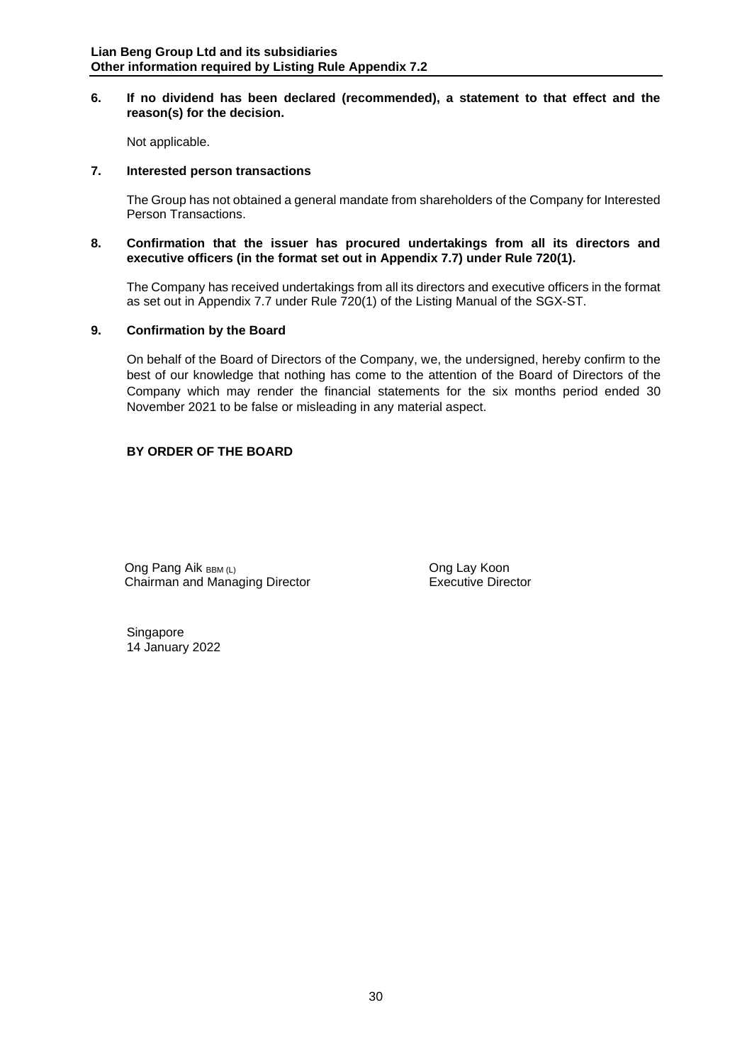**6. If no dividend has been declared (recommended), a statement to that effect and the reason(s) for the decision.**

Not applicable.

**7. Interested person transactions**

The Group has not obtained a general mandate from shareholders of the Company for Interested Person Transactions.

**8. Confirmation that the issuer has procured undertakings from all its directors and executive officers (in the format set out in Appendix 7.7) under Rule 720(1).**

The Company has received undertakings from all its directors and executive officers in the format as set out in Appendix 7.7 under Rule 720(1) of the Listing Manual of the SGX-ST.

**9. Confirmation by the Board**

On behalf of the Board of Directors of the Company, we, the undersigned, hereby confirm to the best of our knowledge that nothing has come to the attention of the Board of Directors of the Company which may render the financial statements for the six months period ended 30 November 2021 to be false or misleading in any material aspect.

**BY ORDER OF THE BOARD**

Ong Pang Aik BBM (L)
Chairman and Managing Director

Ong Lay Koon
Executive Director

Singapore
14 January 2022